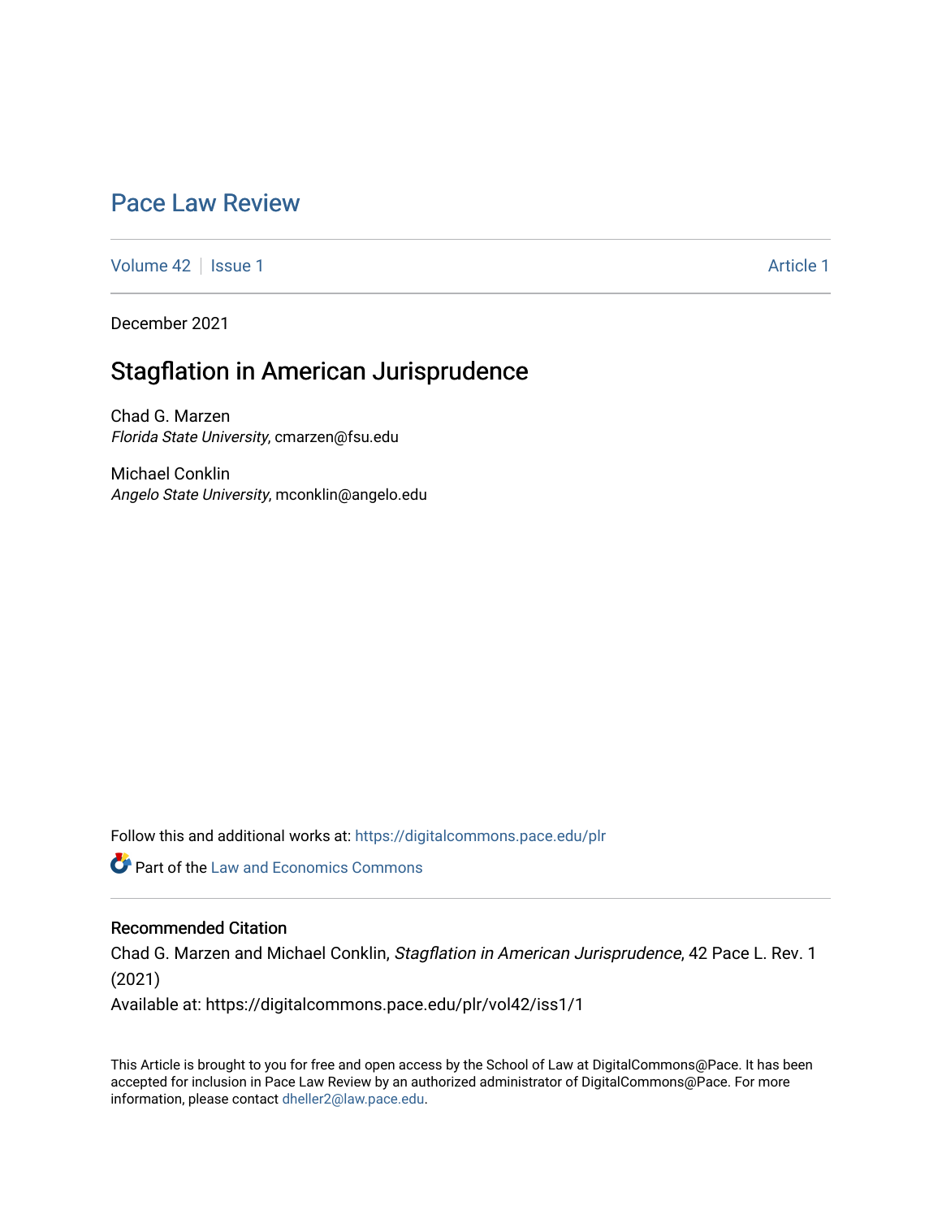# Pace Law Review

Volume 42 | Issue 1 | Article 1

December 2021

## Stagflation in American Jurisprudence

Chad G. Marzen
*Florida State University*, cmarzen@fsu.edu

Michael Conklin
*Angelo State University*, mconklin@angelo.edu

Follow this and additional works at: https://digitalcommons.pace.edu/plr

Part of the Law and Economics Commons

### Recommended Citation

Chad G. Marzen and Michael Conklin, *Stagflation in American Jurisprudence*, 42 Pace L. Rev. 1 (2021)

Available at: https://digitalcommons.pace.edu/plr/vol42/iss1/1

This Article is brought to you for free and open access by the School of Law at DigitalCommons@Pace. It has been accepted for inclusion in Pace Law Review by an authorized administrator of DigitalCommons@Pace. For more information, please contact dheller2@law.pace.edu.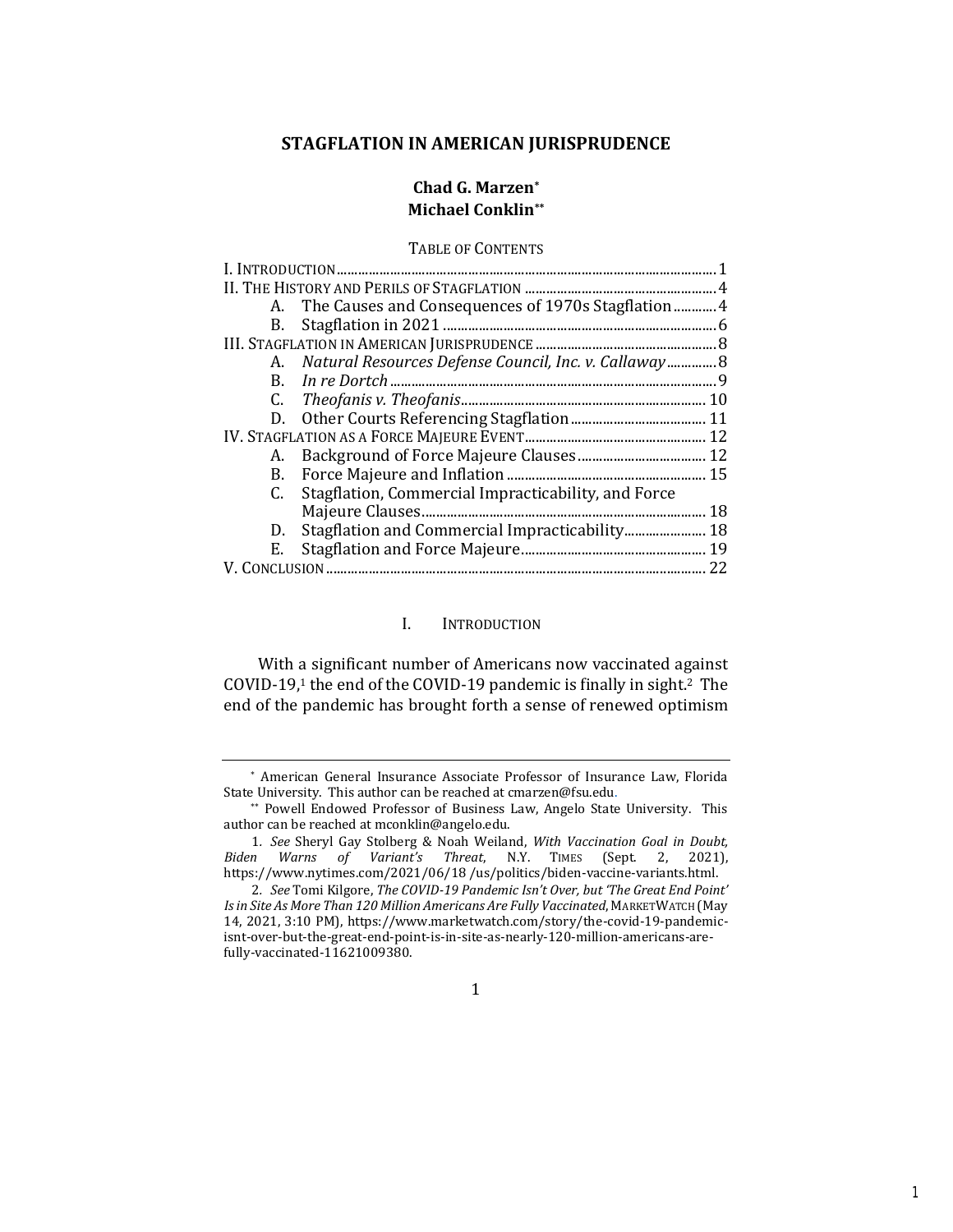# STAGFLATION IN AMERICAN JURISPRUDENCE

**Chad G. Marzen[*]**
**Michael Conklin[**]**

TABLE OF CONTENTS

I. INTRODUCTION ... 1
II. THE HISTORY AND PERILS OF STAGFLATION ... 4
  A. The Causes and Consequences of 1970s Stagflation ... 4
  B. Stagflation in 2021 ... 6
III. STAGFLATION IN AMERICAN JURISPRUDENCE ... 8
  A. *Natural Resources Defense Council, Inc. v. Callaway* ... 8
  B. *In re Dortch* ... 9
  C. *Theofanis v. Theofanis* ... 10
  D. Other Courts Referencing Stagflation ... 11
IV. STAGFLATION AS A FORCE MAJEURE EVENT ... 12
  A. Background of Force Majeure Clauses ... 12
  B. Force Majeure and Inflation ... 15
  C. Stagflation, Commercial Impracticability, and Force Majeure Clauses ... 18
  D. Stagflation and Commercial Impracticability ... 18
  E. Stagflation and Force Majeure ... 19
V. CONCLUSION ... 22

## I. INTRODUCTION

With a significant number of Americans now vaccinated against COVID-19,[1] the end of the COVID-19 pandemic is finally in sight.[2] The end of the pandemic has brought forth a sense of renewed optimism

---

[*] American General Insurance Associate Professor of Insurance Law, Florida State University. This author can be reached at cmarzen@fsu.edu.

[**] Powell Endowed Professor of Business Law, Angelo State University. This author can be reached at mconklin@angelo.edu.

1. *See* Sheryl Gay Stolberg & Noah Weiland, *With Vaccination Goal in Doubt, Biden Warns of Variant's Threat*, N.Y. TIMES (Sept. 2, 2021), https://www.nytimes.com/2021/06/18 /us/politics/biden-vaccine-variants.html.

2. *See* Tomi Kilgore, *The COVID-19 Pandemic Isn't Over, but 'The Great End Point' Is in Site As More Than 120 Million Americans Are Fully Vaccinated*, MARKETWATCH (May 14, 2021, 3:10 PM), https://www.marketwatch.com/story/the-covid-19-pandemic-isnt-over-but-the-great-end-point-is-in-site-as-nearly-120-million-americans-are-fully-vaccinated-11621009380.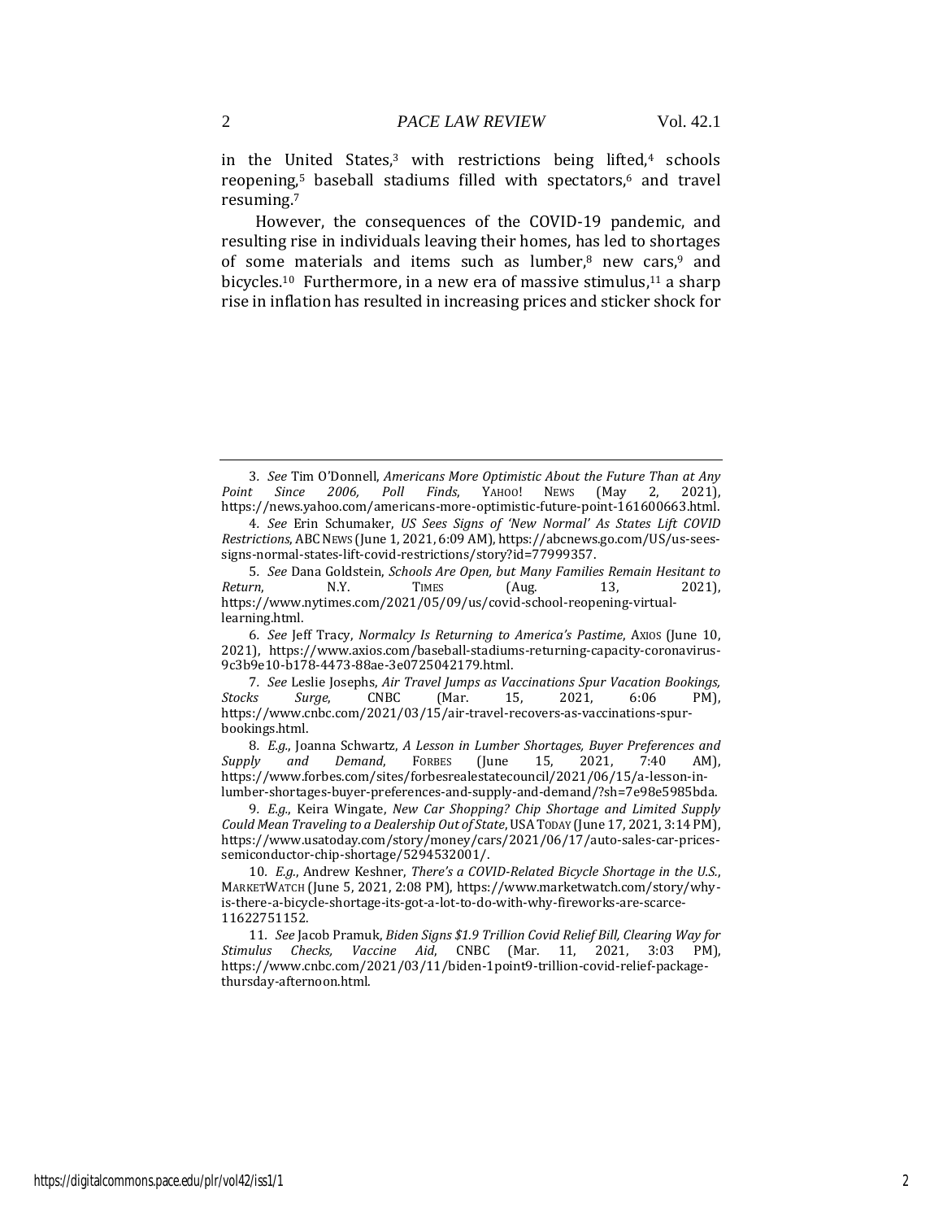in the United States,[3] with restrictions being lifted,[4] schools reopening,[5] baseball stadiums filled with spectators,[6] and travel resuming.[7]

However, the consequences of the COVID-19 pandemic, and resulting rise in individuals leaving their homes, has led to shortages of some materials and items such as lumber,[8] new cars,[9] and bicycles.[10] Furthermore, in a new era of massive stimulus,[11] a sharp rise in inflation has resulted in increasing prices and sticker shock for

---

3. *See* Tim O'Donnell, *Americans More Optimistic About the Future Than at Any Point Since 2006, Poll Finds*, YAHOO! NEWS (May 2, 2021), https://news.yahoo.com/americans-more-optimistic-future-point-161600663.html.

4. *See* Erin Schumaker, *US Sees Signs of 'New Normal' As States Lift COVID Restrictions*, ABC NEWS (June 1, 2021, 6:09 AM), https://abcnews.go.com/US/us-sees-signs-normal-states-lift-covid-restrictions/story?id=77999357.

5. *See* Dana Goldstein, *Schools Are Open, but Many Families Remain Hesitant to Return*, N.Y. TIMES (Aug. 13, 2021), https://www.nytimes.com/2021/05/09/us/covid-school-reopening-virtual-learning.html.

6. *See* Jeff Tracy, *Normalcy Is Returning to America's Pastime*, AXIOS (June 10, 2021), https://www.axios.com/baseball-stadiums-returning-capacity-coronavirus-9c3b9e10-b178-4473-88ae-3e0725042179.html.

7. *See* Leslie Josephs, *Air Travel Jumps as Vaccinations Spur Vacation Bookings, Stocks Surge*, CNBC (Mar. 15, 2021, 6:06 PM), https://www.cnbc.com/2021/03/15/air-travel-recovers-as-vaccinations-spur-bookings.html.

8. *E.g.*, Joanna Schwartz, *A Lesson in Lumber Shortages, Buyer Preferences and Supply and Demand*, FORBES (June 15, 2021, 7:40 AM), https://www.forbes.com/sites/forbesrealestatecouncil/2021/06/15/a-lesson-in-lumber-shortages-buyer-preferences-and-supply-and-demand/?sh=7e98e5985bda.

9. *E.g.*, Keira Wingate, *New Car Shopping? Chip Shortage and Limited Supply Could Mean Traveling to a Dealership Out of State*, USA TODAY (June 17, 2021, 3:14 PM), https://www.usatoday.com/story/money/cars/2021/06/17/auto-sales-car-prices-semiconductor-chip-shortage/5294532001/.

10. *E.g.*, Andrew Keshner, *There's a COVID-Related Bicycle Shortage in the U.S.*, MARKETWATCH (June 5, 2021, 2:08 PM), https://www.marketwatch.com/story/why-is-there-a-bicycle-shortage-its-got-a-lot-to-do-with-why-fireworks-are-scarce-11622751152.

11. *See* Jacob Pramuk, *Biden Signs $1.9 Trillion Covid Relief Bill, Clearing Way for Stimulus Checks, Vaccine Aid*, CNBC (Mar. 11, 2021, 3:03 PM), https://www.cnbc.com/2021/03/11/biden-1point9-trillion-covid-relief-package-thursday-afternoon.html.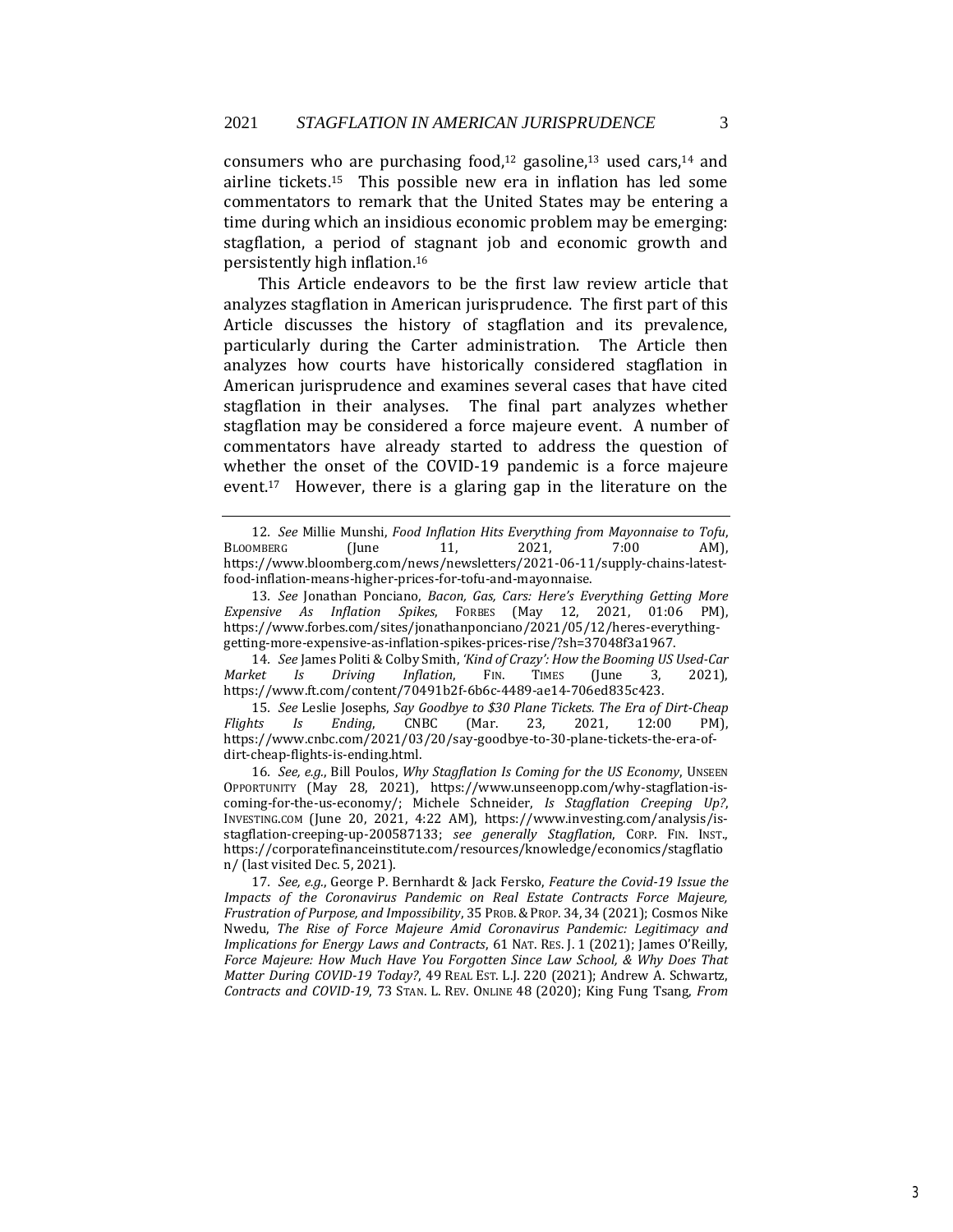consumers who are purchasing food,[12] gasoline,[13] used cars,[14] and airline tickets.[15] This possible new era in inflation has led some commentators to remark that the United States may be entering a time during which an insidious economic problem may be emerging: stagflation, a period of stagnant job and economic growth and persistently high inflation.[16]

This Article endeavors to be the first law review article that analyzes stagflation in American jurisprudence. The first part of this Article discusses the history of stagflation and its prevalence, particularly during the Carter administration. The Article then analyzes how courts have historically considered stagflation in American jurisprudence and examines several cases that have cited stagflation in their analyses. The final part analyzes whether stagflation may be considered a force majeure event. A number of commentators have already started to address the question of whether the onset of the COVID-19 pandemic is a force majeure event.[17] However, there is a glaring gap in the literature on the

---

12. *See* Millie Munshi, *Food Inflation Hits Everything from Mayonnaise to Tofu*, BLOOMBERG (June 11, 2021, 7:00 AM), https://www.bloomberg.com/news/newsletters/2021-06-11/supply-chains-latest-food-inflation-means-higher-prices-for-tofu-and-mayonnaise.

13. *See* Jonathan Ponciano, *Bacon, Gas, Cars: Here's Everything Getting More Expensive As Inflation Spikes*, FORBES (May 12, 2021, 01:06 PM), https://www.forbes.com/sites/jonathanponciano/2021/05/12/heres-everything-getting-more-expensive-as-inflation-spikes-prices-rise/?sh=37048f3a1967.

14. *See* James Politi & Colby Smith, *'Kind of Crazy': How the Booming US Used-Car Market Is Driving Inflation*, FIN. TIMES (June 3, 2021), https://www.ft.com/content/70491b2f-6b6c-4489-ae14-706ed835c423.

15. *See* Leslie Josephs, *Say Goodbye to $30 Plane Tickets. The Era of Dirt-Cheap Flights Is Ending*, CNBC (Mar. 23, 2021, 12:00 PM), https://www.cnbc.com/2021/03/20/say-goodbye-to-30-plane-tickets-the-era-of-dirt-cheap-flights-is-ending.html.

16. *See, e.g.*, Bill Poulos, *Why Stagflation Is Coming for the US Economy*, UNSEEN OPPORTUNITY (May 28, 2021), https://www.unseenopp.com/why-stagflation-is-coming-for-the-us-economy/; Michele Schneider, *Is Stagflation Creeping Up?*, INVESTING.COM (June 20, 2021, 4:22 AM), https://www.investing.com/analysis/is-stagflation-creeping-up-200587133; *see generally Stagflation*, CORP. FIN. INST., https://corporatefinanceinstitute.com/resources/knowledge/economics/stagflation/ (last visited Dec. 5, 2021).

17. *See, e.g.*, George P. Bernhardt & Jack Fersko, *Feature the Covid-19 Issue the Impacts of the Coronavirus Pandemic on Real Estate Contracts Force Majeure, Frustration of Purpose, and Impossibility*, 35 PROB. & PROP. 34, 34 (2021); Cosmos Nike Nwedu, *The Rise of Force Majeure Amid Coronavirus Pandemic: Legitimacy and Implications for Energy Laws and Contracts*, 61 NAT. RES. J. 1 (2021); James O'Reilly, *Force Majeure: How Much Have You Forgotten Since Law School, & Why Does That Matter During COVID-19 Today?*, 49 REAL EST. L.J. 220 (2021); Andrew A. Schwartz, *Contracts and COVID-19*, 73 STAN. L. REV. ONLINE 48 (2020); King Fung Tsang, *From*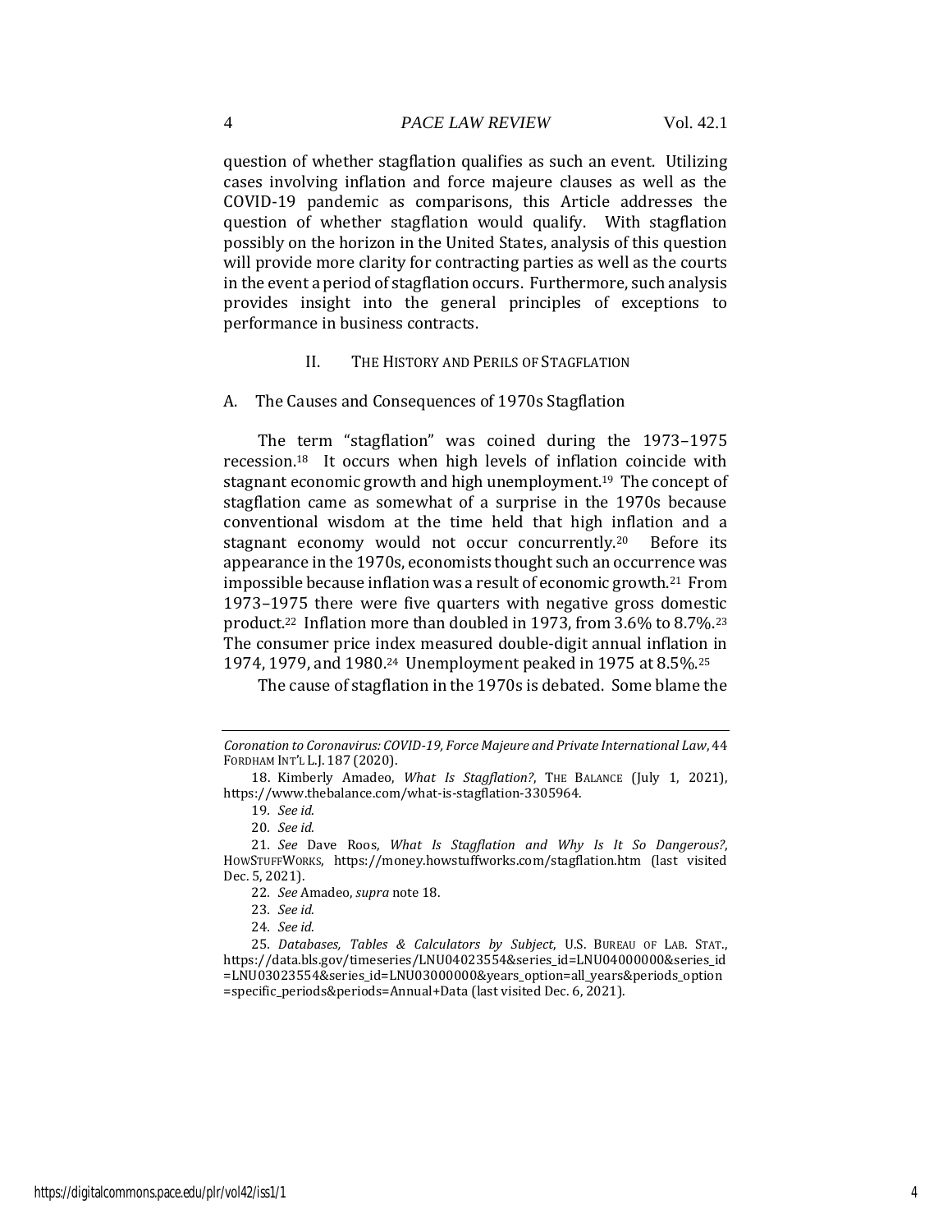question of whether stagflation qualifies as such an event. Utilizing cases involving inflation and force majeure clauses as well as the COVID-19 pandemic as comparisons, this Article addresses the question of whether stagflation would qualify. With stagflation possibly on the horizon in the United States, analysis of this question will provide more clarity for contracting parties as well as the courts in the event a period of stagflation occurs. Furthermore, such analysis provides insight into the general principles of exceptions to performance in business contracts.

## II. The History and Perils of Stagflation

### A. The Causes and Consequences of 1970s Stagflation

The term "stagflation" was coined during the 1973–1975 recession.[18] It occurs when high levels of inflation coincide with stagnant economic growth and high unemployment.[19] The concept of stagflation came as somewhat of a surprise in the 1970s because conventional wisdom at the time held that high inflation and a stagnant economy would not occur concurrently.[20] Before its appearance in the 1970s, economists thought such an occurrence was impossible because inflation was a result of economic growth.[21] From 1973–1975 there were five quarters with negative gross domestic product.[22] Inflation more than doubled in 1973, from 3.6% to 8.7%.[23] The consumer price index measured double-digit annual inflation in 1974, 1979, and 1980.[24] Unemployment peaked in 1975 at 8.5%.[25]

The cause of stagflation in the 1970s is debated. Some blame the

---

*Coronation to Coronavirus: COVID-19, Force Majeure and Private International Law*, 44 FORDHAM INT'L L.J. 187 (2020).

18. Kimberly Amadeo, *What Is Stagflation?*, THE BALANCE (July 1, 2021), https://www.thebalance.com/what-is-stagflation-3305964.

19. *See id.*

20. *See id.*

21. *See* Dave Roos, *What Is Stagflation and Why Is It So Dangerous?*, HOWSTUFFWORKS, https://money.howstuffworks.com/stagflation.htm (last visited Dec. 5, 2021).

22. *See* Amadeo, *supra* note 18.

23. *See id.*

24. *See id.*

25. *Databases, Tables & Calculators by Subject*, U.S. BUREAU OF LAB. STAT., https://data.bls.gov/timeseries/LNU04023554&series_id=LNU04000000&series_id=LNU03023554&series_id=LNU03000000&years_option=all_years&periods_option=specific_periods&periods=Annual+Data (last visited Dec. 6, 2021).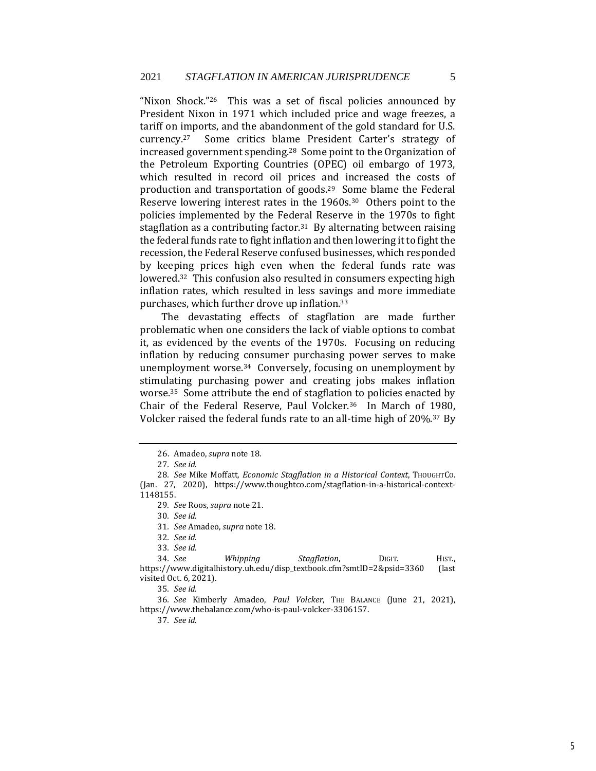"Nixon Shock."[26] This was a set of fiscal policies announced by President Nixon in 1971 which included price and wage freezes, a tariff on imports, and the abandonment of the gold standard for U.S. currency.[27] Some critics blame President Carter's strategy of increased government spending.[28] Some point to the Organization of the Petroleum Exporting Countries (OPEC) oil embargo of 1973, which resulted in record oil prices and increased the costs of production and transportation of goods.[29] Some blame the Federal Reserve lowering interest rates in the 1960s.[30] Others point to the policies implemented by the Federal Reserve in the 1970s to fight stagflation as a contributing factor.[31] By alternating between raising the federal funds rate to fight inflation and then lowering it to fight the recession, the Federal Reserve confused businesses, which responded by keeping prices high even when the federal funds rate was lowered.[32] This confusion also resulted in consumers expecting high inflation rates, which resulted in less savings and more immediate purchases, which further drove up inflation.[33]

The devastating effects of stagflation are made further problematic when one considers the lack of viable options to combat it, as evidenced by the events of the 1970s. Focusing on reducing inflation by reducing consumer purchasing power serves to make unemployment worse.[34] Conversely, focusing on unemployment by stimulating purchasing power and creating jobs makes inflation worse.[35] Some attribute the end of stagflation to policies enacted by Chair of the Federal Reserve, Paul Volcker.[36] In March of 1980, Volcker raised the federal funds rate to an all-time high of 20%.[37] By

---

26. Amadeo, *supra* note 18.
27. *See id.*
28. *See* Mike Moffatt, *Economic Stagflation in a Historical Context*, THOUGHTCO. (Jan. 27, 2020), https://www.thoughtco.com/stagflation-in-a-historical-context-1148155.
29. *See* Roos, *supra* note 21.
30. *See id.*
31. *See* Amadeo, *supra* note 18.
32. *See id.*
33. *See id.*
34. *See* *Whipping Stagflation*, DIGIT. HIST., https://www.digitalhistory.uh.edu/disp_textbook.cfm?smtID=2&psid=3360 (last visited Oct. 6, 2021).
35. *See id.*
36. *See* Kimberly Amadeo, *Paul Volcker*, THE BALANCE (June 21, 2021), https://www.thebalance.com/who-is-paul-volcker-3306157.
37. *See id.*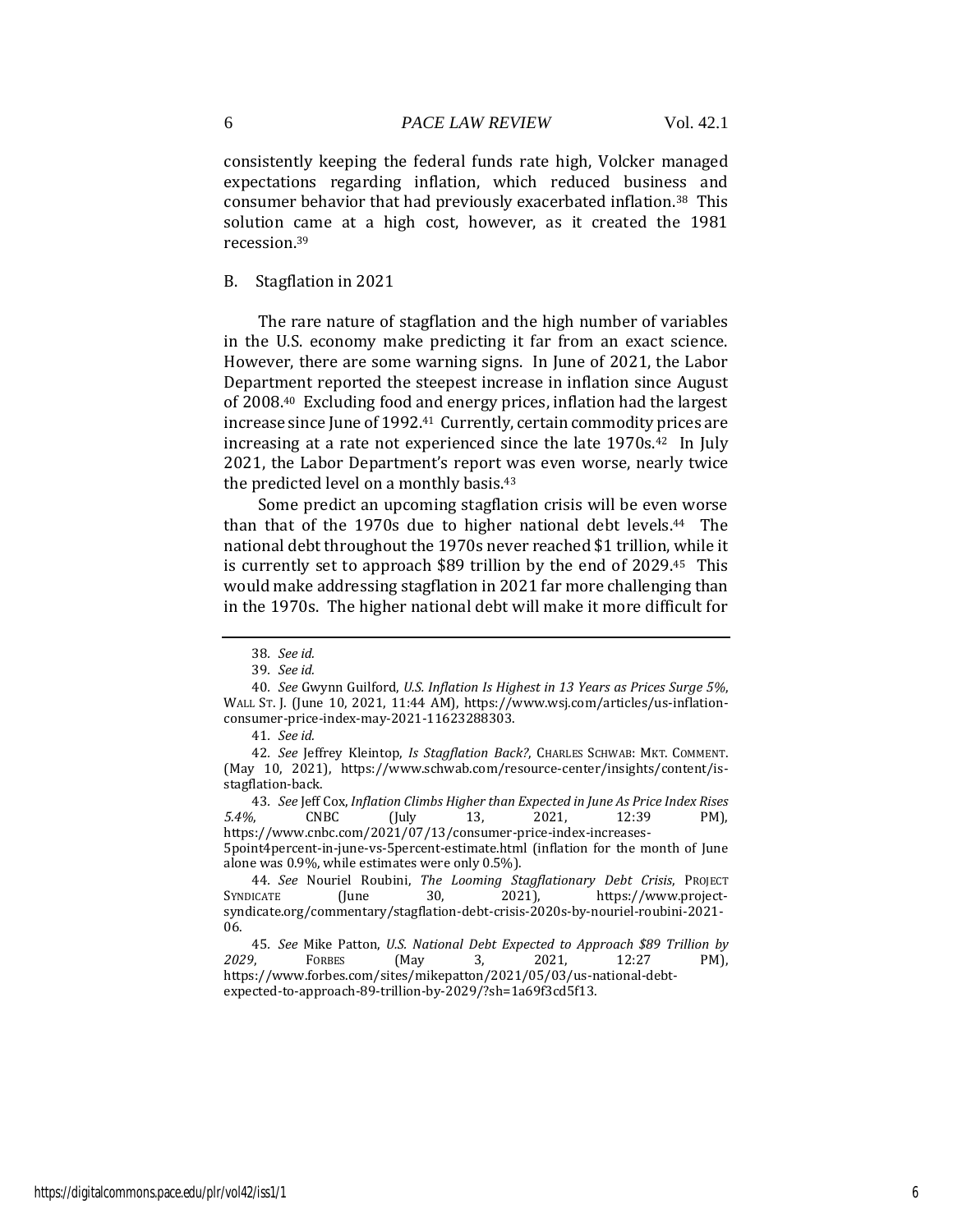consistently keeping the federal funds rate high, Volcker managed expectations regarding inflation, which reduced business and consumer behavior that had previously exacerbated inflation.[38] This solution came at a high cost, however, as it created the 1981 recession.[39]

### B. Stagflation in 2021

The rare nature of stagflation and the high number of variables in the U.S. economy make predicting it far from an exact science. However, there are some warning signs. In June of 2021, the Labor Department reported the steepest increase in inflation since August of 2008.[40] Excluding food and energy prices, inflation had the largest increase since June of 1992.[41] Currently, certain commodity prices are increasing at a rate not experienced since the late 1970s.[42] In July 2021, the Labor Department's report was even worse, nearly twice the predicted level on a monthly basis.[43]

Some predict an upcoming stagflation crisis will be even worse than that of the 1970s due to higher national debt levels.[44] The national debt throughout the 1970s never reached $1 trillion, while it is currently set to approach $89 trillion by the end of 2029.[45] This would make addressing stagflation in 2021 far more challenging than in the 1970s. The higher national debt will make it more difficult for

---

38. *See id.*

39. *See id.*

40. *See* Gwynn Guilford, *U.S. Inflation Is Highest in 13 Years as Prices Surge 5%*, WALL ST. J. (June 10, 2021, 11:44 AM), https://www.wsj.com/articles/us-inflation-consumer-price-index-may-2021-11623288303.

41. *See id.*

42. *See* Jeffrey Kleintop, *Is Stagflation Back?*, CHARLES SCHWAB: MKT. COMMENT. (May 10, 2021), https://www.schwab.com/resource-center/insights/content/is-stagflation-back.

43. *See* Jeff Cox, *Inflation Climbs Higher than Expected in June As Price Index Rises 5.4%*, CNBC (July 13, 2021, 12:39 PM), https://www.cnbc.com/2021/07/13/consumer-price-index-increases-5point4percent-in-june-vs-5percent-estimate.html (inflation for the month of June alone was 0.9%, while estimates were only 0.5%).

44. *See* Nouriel Roubini, *The Looming Stagflationary Debt Crisis*, PROJECT SYNDICATE (June 30, 2021), https://www.project-syndicate.org/commentary/stagflation-debt-crisis-2020s-by-nouriel-roubini-2021-06.

45. *See* Mike Patton, *U.S. National Debt Expected to Approach $89 Trillion by 2029*, FORBES (May 3, 2021, 12:27 PM), https://www.forbes.com/sites/mikepatton/2021/05/03/us-national-debt-expected-to-approach-89-trillion-by-2029/?sh=1a69f3cd5f13.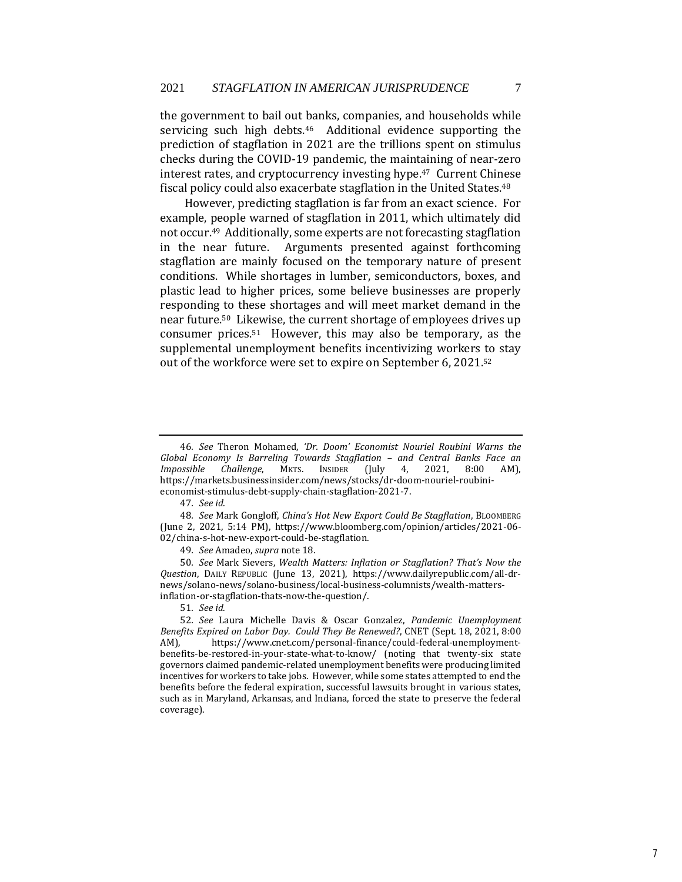the government to bail out banks, companies, and households while servicing such high debts.[46] Additional evidence supporting the prediction of stagflation in 2021 are the trillions spent on stimulus checks during the COVID-19 pandemic, the maintaining of near-zero interest rates, and cryptocurrency investing hype.[47] Current Chinese fiscal policy could also exacerbate stagflation in the United States.[48]

However, predicting stagflation is far from an exact science. For example, people warned of stagflation in 2011, which ultimately did not occur.[49] Additionally, some experts are not forecasting stagflation in the near future. Arguments presented against forthcoming stagflation are mainly focused on the temporary nature of present conditions. While shortages in lumber, semiconductors, boxes, and plastic lead to higher prices, some believe businesses are properly responding to these shortages and will meet market demand in the near future.[50] Likewise, the current shortage of employees drives up consumer prices.[51] However, this may also be temporary, as the supplemental unemployment benefits incentivizing workers to stay out of the workforce were set to expire on September 6, 2021.[52]

---

46. *See* Theron Mohamed, *'Dr. Doom' Economist Nouriel Roubini Warns the Global Economy Is Barreling Towards Stagflation – and Central Banks Face an Impossible Challenge*, MKTS. INSIDER (July 4, 2021, 8:00 AM), https://markets.businessinsider.com/news/stocks/dr-doom-nouriel-roubini-economist-stimulus-debt-supply-chain-stagflation-2021-7.

47. *See id.*

48. *See* Mark Gongloff, *China's Hot New Export Could Be Stagflation*, BLOOMBERG (June 2, 2021, 5:14 PM), https://www.bloomberg.com/opinion/articles/2021-06-02/china-s-hot-new-export-could-be-stagflation.

49. *See* Amadeo, *supra* note 18.

50. *See* Mark Sievers, *Wealth Matters: Inflation or Stagflation? That's Now the Question*, DAILY REPUBLIC (June 13, 2021), https://www.dailyrepublic.com/all-dr-news/solano-news/solano-business/local-business-columnists/wealth-matters-inflation-or-stagflation-thats-now-the-question/.

51. *See id.*

52. *See* Laura Michelle Davis & Oscar Gonzalez, *Pandemic Unemployment Benefits Expired on Labor Day. Could They Be Renewed?*, CNET (Sept. 18, 2021, 8:00 AM), https://www.cnet.com/personal-finance/could-federal-unemployment-benefits-be-restored-in-your-state-what-to-know/ (noting that twenty-six state governors claimed pandemic-related unemployment benefits were producing limited incentives for workers to take jobs. However, while some states attempted to end the benefits before the federal expiration, successful lawsuits brought in various states, such as in Maryland, Arkansas, and Indiana, forced the state to preserve the federal coverage).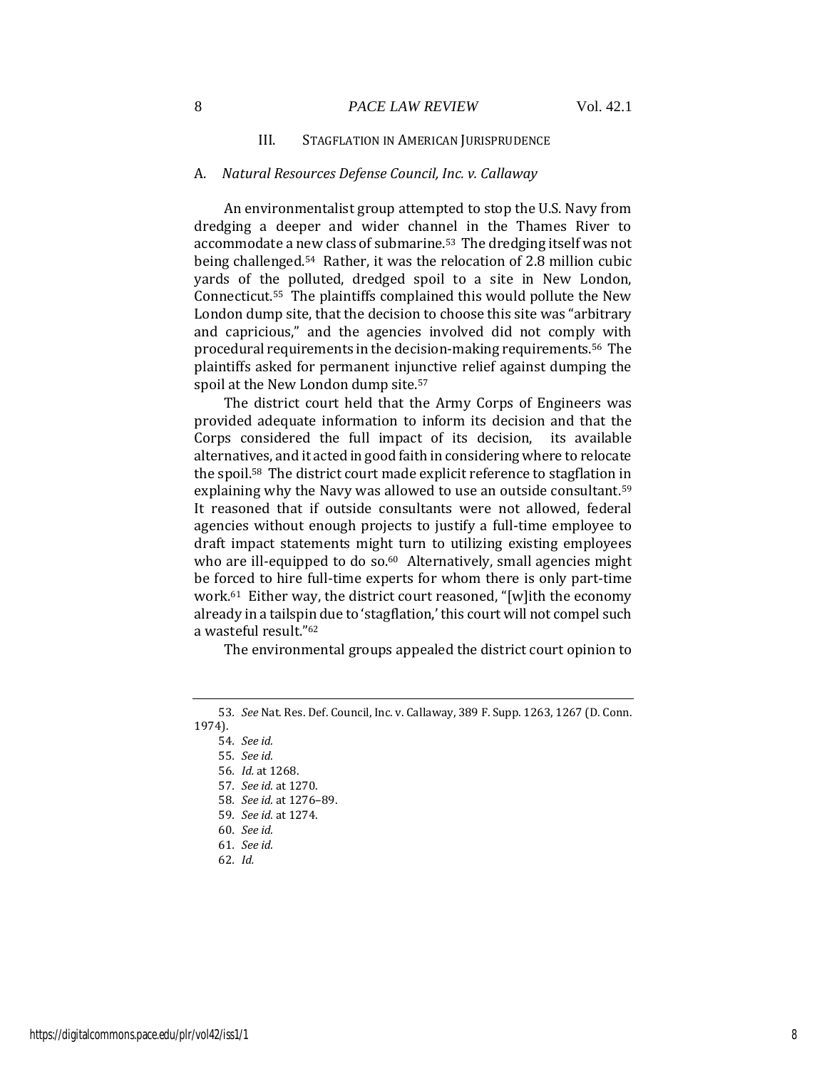## III. STAGFLATION IN AMERICAN JURISPRUDENCE

### A. *Natural Resources Defense Council, Inc. v. Callaway*

An environmentalist group attempted to stop the U.S. Navy from dredging a deeper and wider channel in the Thames River to accommodate a new class of submarine.[53] The dredging itself was not being challenged.[54] Rather, it was the relocation of 2.8 million cubic yards of the polluted, dredged spoil to a site in New London, Connecticut.[55] The plaintiffs complained this would pollute the New London dump site, that the decision to choose this site was "arbitrary and capricious," and the agencies involved did not comply with procedural requirements in the decision-making requirements.[56] The plaintiffs asked for permanent injunctive relief against dumping the spoil at the New London dump site.[57]

The district court held that the Army Corps of Engineers was provided adequate information to inform its decision and that the Corps considered the full impact of its decision, its available alternatives, and it acted in good faith in considering where to relocate the spoil.[58] The district court made explicit reference to stagflation in explaining why the Navy was allowed to use an outside consultant.[59] It reasoned that if outside consultants were not allowed, federal agencies without enough projects to justify a full-time employee to draft impact statements might turn to utilizing existing employees who are ill-equipped to do so.[60] Alternatively, small agencies might be forced to hire full-time experts for whom there is only part-time work.[61] Either way, the district court reasoned, "[w]ith the economy already in a tailspin due to 'stagflation,' this court will not compel such a wasteful result."[62]

The environmental groups appealed the district court opinion to

---

53. *See* Nat. Res. Def. Council, Inc. v. Callaway, 389 F. Supp. 1263, 1267 (D. Conn. 1974).

54. *See id.*

55. *See id.*

56. *Id.* at 1268.

57. *See id.* at 1270.

58. *See id.* at 1276–89.

59. *See id.* at 1274.

60. *See id.*

61. *See id.*

62. *Id.*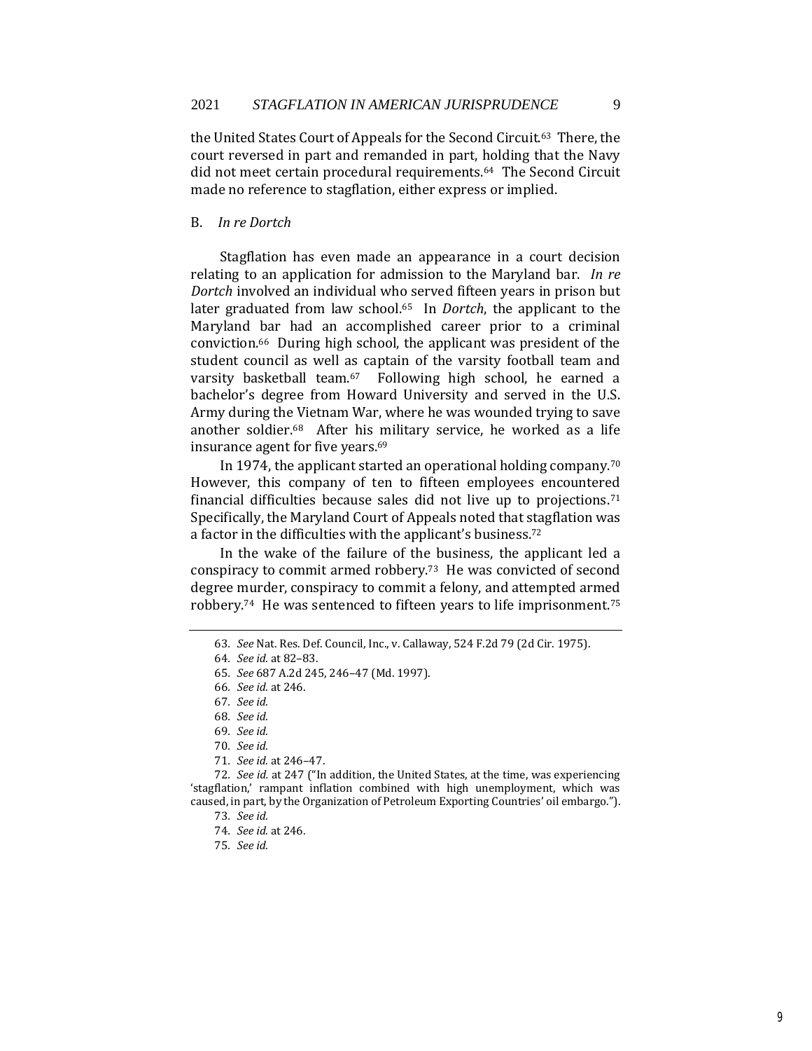the United States Court of Appeals for the Second Circuit.[63] There, the court reversed in part and remanded in part, holding that the Navy did not meet certain procedural requirements.[64] The Second Circuit made no reference to stagflation, either express or implied.

### B. *In re Dortch*

Stagflation has even made an appearance in a court decision relating to an application for admission to the Maryland bar. *In re Dortch* involved an individual who served fifteen years in prison but later graduated from law school.[65] In *Dortch*, the applicant to the Maryland bar had an accomplished career prior to a criminal conviction.[66] During high school, the applicant was president of the student council as well as captain of the varsity football team and varsity basketball team.[67] Following high school, he earned a bachelor's degree from Howard University and served in the U.S. Army during the Vietnam War, where he was wounded trying to save another soldier.[68] After his military service, he worked as a life insurance agent for five years.[69]

In 1974, the applicant started an operational holding company.[70] However, this company of ten to fifteen employees encountered financial difficulties because sales did not live up to projections.[71] Specifically, the Maryland Court of Appeals noted that stagflation was a factor in the difficulties with the applicant's business.[72]

In the wake of the failure of the business, the applicant led a conspiracy to commit armed robbery.[73] He was convicted of second degree murder, conspiracy to commit a felony, and attempted armed robbery.[74] He was sentenced to fifteen years to life imprisonment.[75]

---

63. *See* Nat. Res. Def. Council, Inc., v. Callaway, 524 F.2d 79 (2d Cir. 1975).

64. *See id.* at 82–83.

65. *See* 687 A.2d 245, 246–47 (Md. 1997).

66. *See id.* at 246.

67. *See id.*

68. *See id.*

69. *See id.*

70. *See id.*

71. *See id.* at 246–47.

72. *See id.* at 247 ("In addition, the United States, at the time, was experiencing 'stagflation,' rampant inflation combined with high unemployment, which was caused, in part, by the Organization of Petroleum Exporting Countries' oil embargo.").

73. *See id.*

74. *See id.* at 246.

75. *See id.*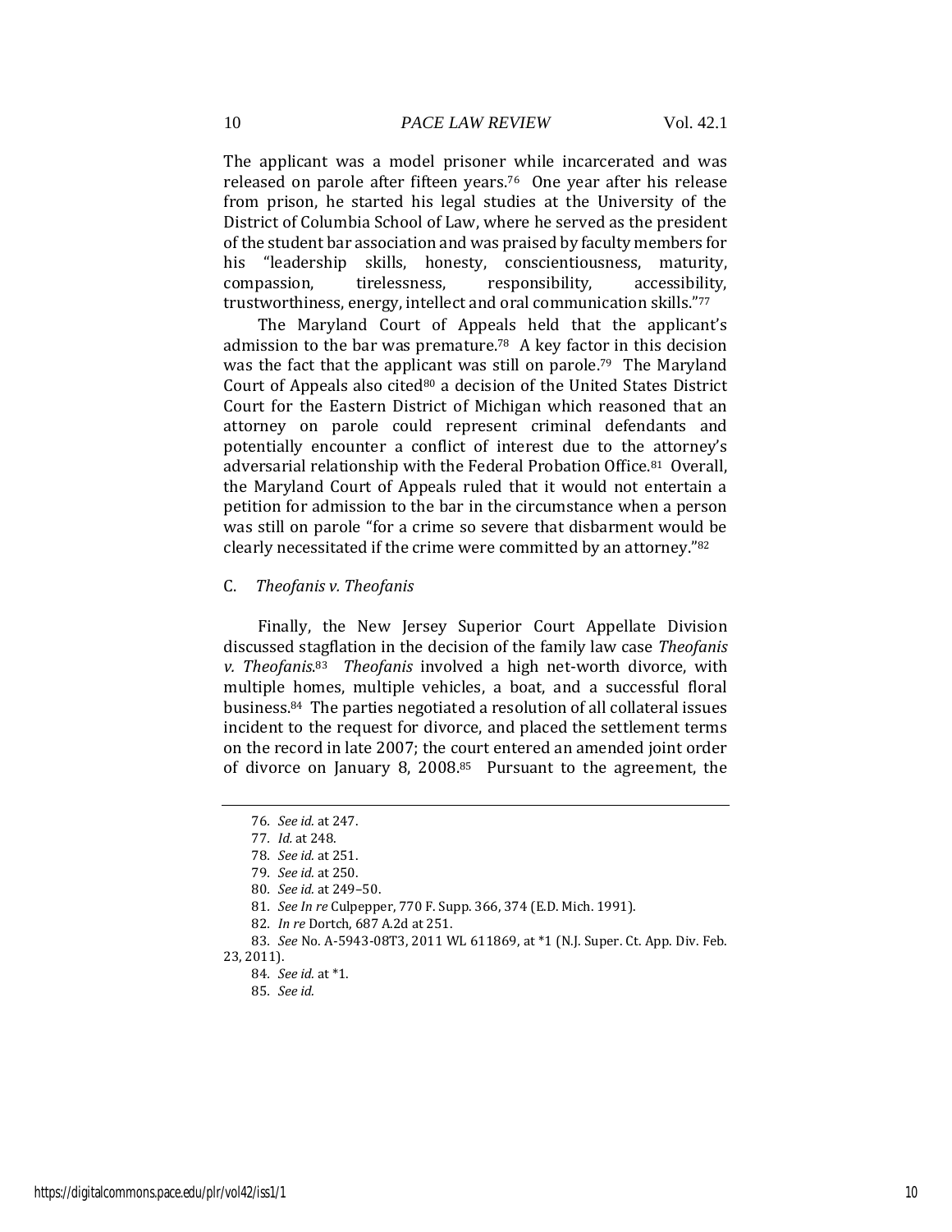The applicant was a model prisoner while incarcerated and was released on parole after fifteen years.[76] One year after his release from prison, he started his legal studies at the University of the District of Columbia School of Law, where he served as the president of the student bar association and was praised by faculty members for his "leadership skills, honesty, conscientiousness, maturity, compassion, tirelessness, responsibility, accessibility, trustworthiness, energy, intellect and oral communication skills."[77]

The Maryland Court of Appeals held that the applicant's admission to the bar was premature.[78] A key factor in this decision was the fact that the applicant was still on parole.[79] The Maryland Court of Appeals also cited[80] a decision of the United States District Court for the Eastern District of Michigan which reasoned that an attorney on parole could represent criminal defendants and potentially encounter a conflict of interest due to the attorney's adversarial relationship with the Federal Probation Office.[81] Overall, the Maryland Court of Appeals ruled that it would not entertain a petition for admission to the bar in the circumstance when a person was still on parole "for a crime so severe that disbarment would be clearly necessitated if the crime were committed by an attorney."[82]

### C. *Theofanis v. Theofanis*

Finally, the New Jersey Superior Court Appellate Division discussed stagflation in the decision of the family law case *Theofanis v. Theofanis*.[83] *Theofanis* involved a high net-worth divorce, with multiple homes, multiple vehicles, a boat, and a successful floral business.[84] The parties negotiated a resolution of all collateral issues incident to the request for divorce, and placed the settlement terms on the record in late 2007; the court entered an amended joint order of divorce on January 8, 2008.[85] Pursuant to the agreement, the

---

76. *See id.* at 247.

77. *Id.* at 248.

78. *See id.* at 251.

79. *See id.* at 250.

80. *See id.* at 249–50.

81. *See In re* Culpepper, 770 F. Supp. 366, 374 (E.D. Mich. 1991).

82. *In re* Dortch, 687 A.2d at 251.

83. *See* No. A-5943-08T3, 2011 WL 611869, at *1 (N.J. Super. Ct. App. Div. Feb. 23, 2011).

84. *See id.* at *1.

85. *See id.*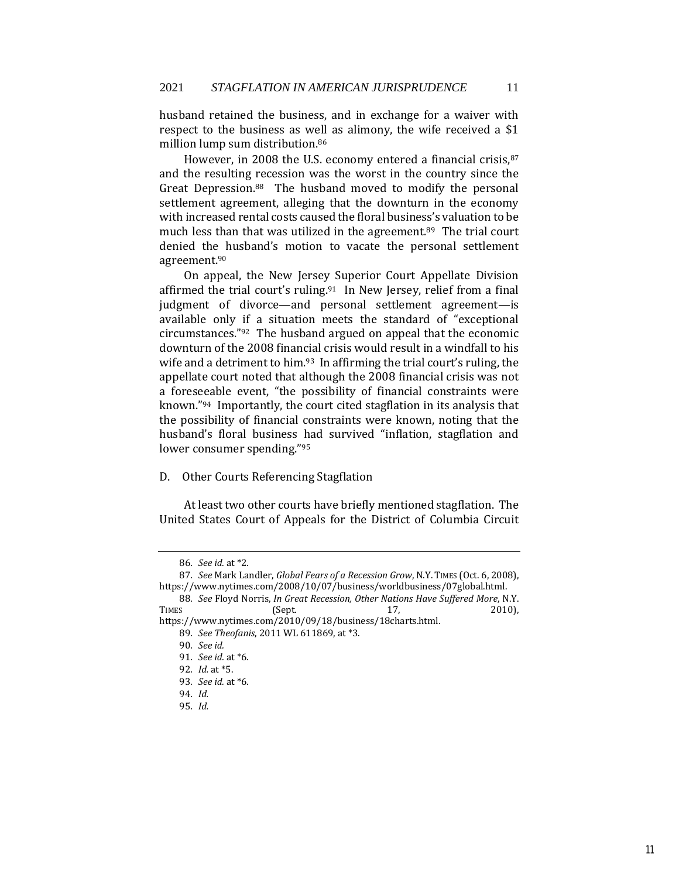husband retained the business, and in exchange for a waiver with respect to the business as well as alimony, the wife received a $1 million lump sum distribution.[86]

However, in 2008 the U.S. economy entered a financial crisis,[87] and the resulting recession was the worst in the country since the Great Depression.[88] The husband moved to modify the personal settlement agreement, alleging that the downturn in the economy with increased rental costs caused the floral business's valuation to be much less than that was utilized in the agreement.[89] The trial court denied the husband's motion to vacate the personal settlement agreement.[90]

On appeal, the New Jersey Superior Court Appellate Division affirmed the trial court's ruling.[91] In New Jersey, relief from a final judgment of divorce—and personal settlement agreement—is available only if a situation meets the standard of "exceptional circumstances."[92] The husband argued on appeal that the economic downturn of the 2008 financial crisis would result in a windfall to his wife and a detriment to him.[93] In affirming the trial court's ruling, the appellate court noted that although the 2008 financial crisis was not a foreseeable event, "the possibility of financial constraints were known."[94] Importantly, the court cited stagflation in its analysis that the possibility of financial constraints were known, noting that the husband's floral business had survived "inflation, stagflation and lower consumer spending."[95]

### D. Other Courts Referencing Stagflation

At least two other courts have briefly mentioned stagflation. The United States Court of Appeals for the District of Columbia Circuit

---

86. *See id.* at *2.

87. *See* Mark Landler, *Global Fears of a Recession Grow*, N.Y. TIMES (Oct. 6, 2008), https://www.nytimes.com/2008/10/07/business/worldbusiness/07global.html.

88. *See* Floyd Norris, *In Great Recession, Other Nations Have Suffered More*, N.Y. TIMES (Sept. 17, 2010), https://www.nytimes.com/2010/09/18/business/18charts.html.

89. *See Theofanis*, 2011 WL 611869, at *3.

90. *See id.*

91. *See id.* at *6.

92. *Id.* at *5.

93. *See id.* at *6.

94. *Id.*

95. *Id.*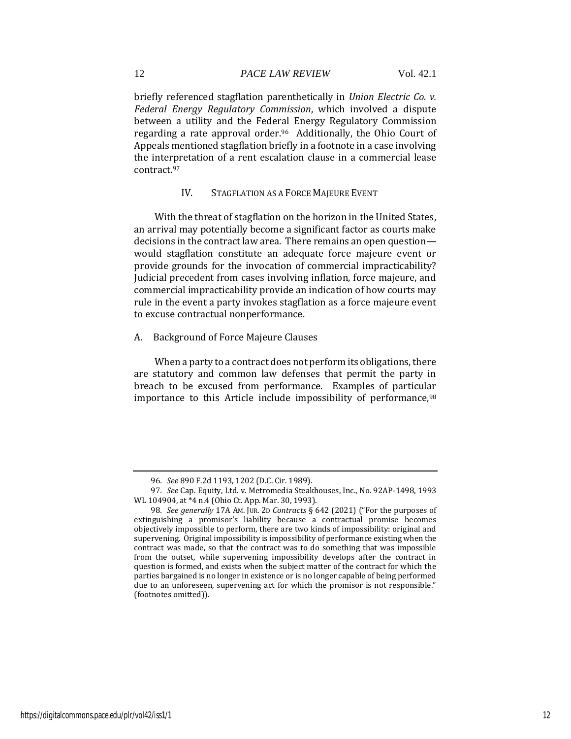briefly referenced stagflation parenthetically in *Union Electric Co. v. Federal Energy Regulatory Commission*, which involved a dispute between a utility and the Federal Energy Regulatory Commission regarding a rate approval order.[96] Additionally, the Ohio Court of Appeals mentioned stagflation briefly in a footnote in a case involving the interpretation of a rent escalation clause in a commercial lease contract.[97]

## IV. STAGFLATION AS A FORCE MAJEURE EVENT

With the threat of stagflation on the horizon in the United States, an arrival may potentially become a significant factor as courts make decisions in the contract law area. There remains an open question—would stagflation constitute an adequate force majeure event or provide grounds for the invocation of commercial impracticability? Judicial precedent from cases involving inflation, force majeure, and commercial impracticability provide an indication of how courts may rule in the event a party invokes stagflation as a force majeure event to excuse contractual nonperformance.

### A. Background of Force Majeure Clauses

When a party to a contract does not perform its obligations, there are statutory and common law defenses that permit the party in breach to be excused from performance. Examples of particular importance to this Article include impossibility of performance,[98]

---

96. *See* 890 F.2d 1193, 1202 (D.C. Cir. 1989).

97. *See* Cap. Equity, Ltd. v. Metromedia Steakhouses, Inc., No. 92AP-1498, 1993 WL 104904, at *4 n.4 (Ohio Ct. App. Mar. 30, 1993).

98. *See generally* 17A AM. JUR. 2D *Contracts* § 642 (2021) ("For the purposes of extinguishing a promisor's liability because a contractual promise becomes objectively impossible to perform, there are two kinds of impossibility: original and supervening. Original impossibility is impossibility of performance existing when the contract was made, so that the contract was to do something that was impossible from the outset, while supervening impossibility develops after the contract in question is formed, and exists when the subject matter of the contract for which the parties bargained is no longer in existence or is no longer capable of being performed due to an unforeseen, supervening act for which the promisor is not responsible." (footnotes omitted)).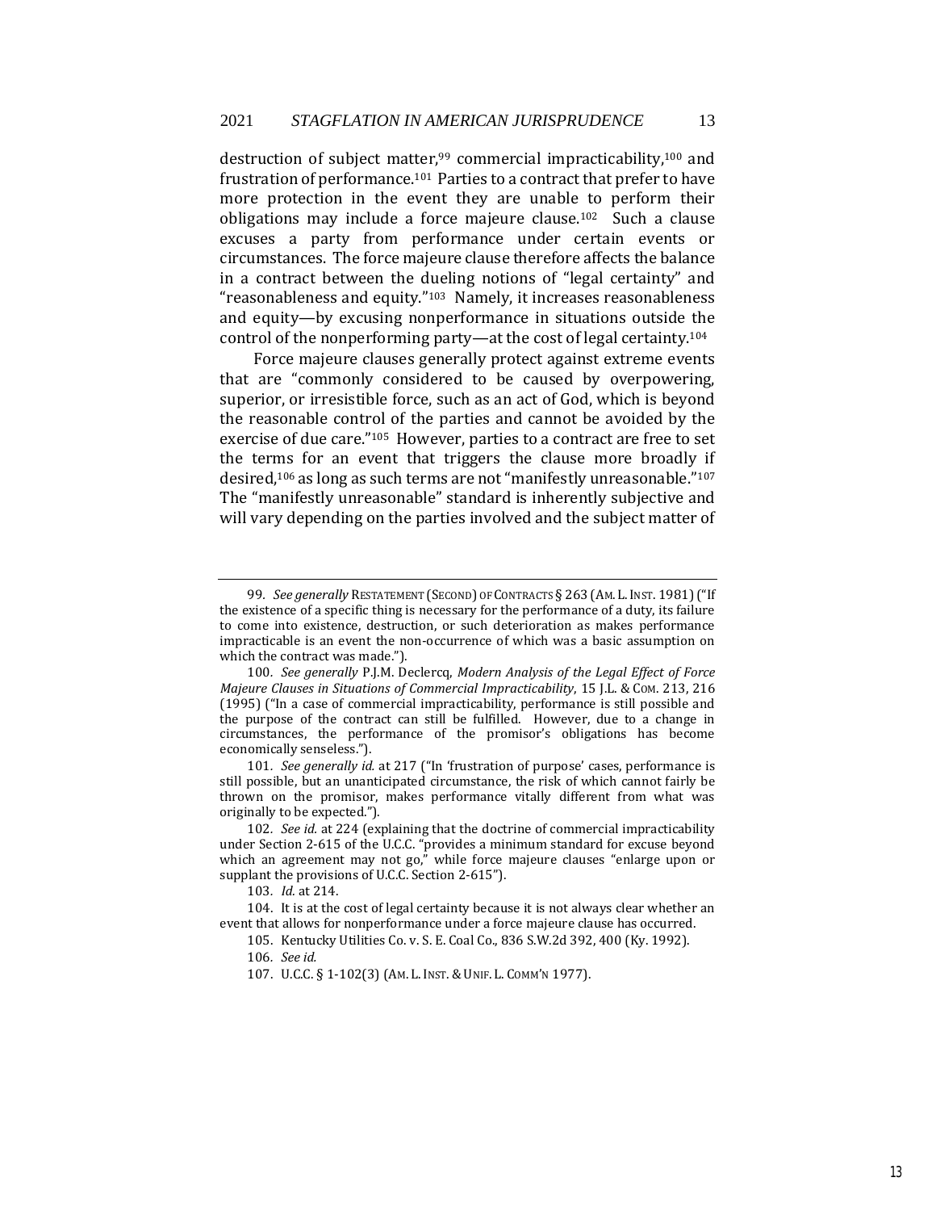destruction of subject matter,[99] commercial impracticability,[100] and frustration of performance.[101] Parties to a contract that prefer to have more protection in the event they are unable to perform their obligations may include a force majeure clause.[102] Such a clause excuses a party from performance under certain events or circumstances. The force majeure clause therefore affects the balance in a contract between the dueling notions of "legal certainty" and "reasonableness and equity."[103] Namely, it increases reasonableness and equity—by excusing nonperformance in situations outside the control of the nonperforming party—at the cost of legal certainty.[104]

Force majeure clauses generally protect against extreme events that are "commonly considered to be caused by overpowering, superior, or irresistible force, such as an act of God, which is beyond the reasonable control of the parties and cannot be avoided by the exercise of due care."[105] However, parties to a contract are free to set the terms for an event that triggers the clause more broadly if desired,[106] as long as such terms are not "manifestly unreasonable."[107] The "manifestly unreasonable" standard is inherently subjective and will vary depending on the parties involved and the subject matter of

---

99. *See generally* RESTATEMENT (SECOND) OF CONTRACTS § 263 (AM. L. INST. 1981) ("If the existence of a specific thing is necessary for the performance of a duty, its failure to come into existence, destruction, or such deterioration as makes performance impracticable is an event the non-occurrence of which was a basic assumption on which the contract was made.").

100. *See generally* P.J.M. Declercq, *Modern Analysis of the Legal Effect of Force Majeure Clauses in Situations of Commercial Impracticability*, 15 J.L. & COM. 213, 216 (1995) ("In a case of commercial impracticability, performance is still possible and the purpose of the contract can still be fulfilled. However, due to a change in circumstances, the performance of the promisor's obligations has become economically senseless.").

101. *See generally id.* at 217 ("In 'frustration of purpose' cases, performance is still possible, but an unanticipated circumstance, the risk of which cannot fairly be thrown on the promisor, makes performance vitally different from what was originally to be expected.").

102. *See id.* at 224 (explaining that the doctrine of commercial impracticability under Section 2-615 of the U.C.C. "provides a minimum standard for excuse beyond which an agreement may not go," while force majeure clauses "enlarge upon or supplant the provisions of U.C.C. Section 2-615").

103. *Id.* at 214.

104. It is at the cost of legal certainty because it is not always clear whether an event that allows for nonperformance under a force majeure clause has occurred.

105. Kentucky Utilities Co. v. S. E. Coal Co., 836 S.W.2d 392, 400 (Ky. 1992).

106. *See id.*

107. U.C.C. § 1-102(3) (AM. L. INST. & UNIF. L. COMM'N 1977).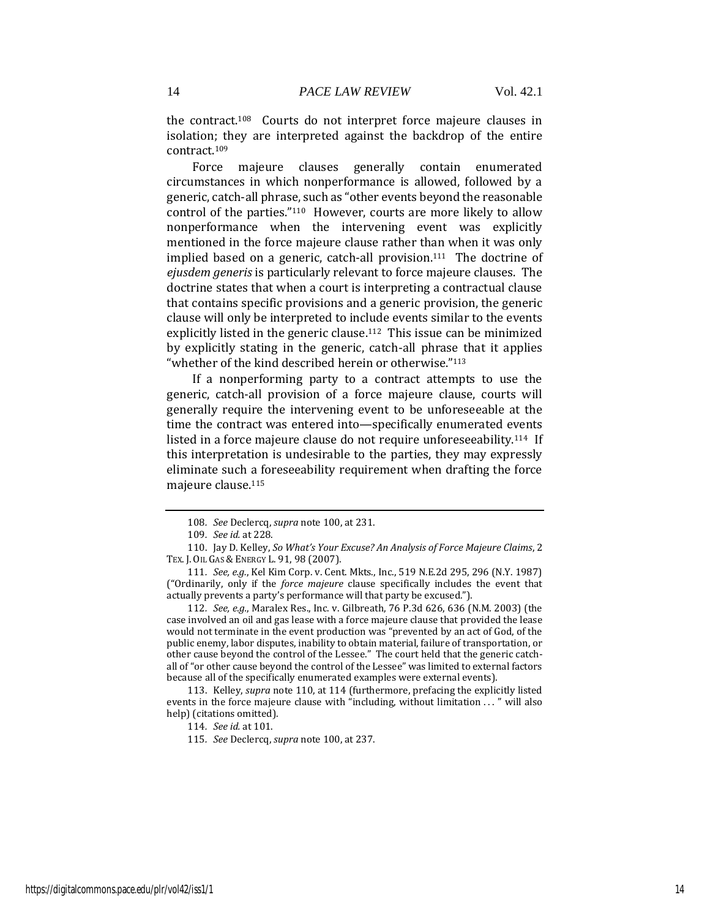the contract.[108] Courts do not interpret force majeure clauses in isolation; they are interpreted against the backdrop of the entire contract.[109]

Force majeure clauses generally contain enumerated circumstances in which nonperformance is allowed, followed by a generic, catch-all phrase, such as "other events beyond the reasonable control of the parties."[110] However, courts are more likely to allow nonperformance when the intervening event was explicitly mentioned in the force majeure clause rather than when it was only implied based on a generic, catch-all provision.[111] The doctrine of *ejusdem generis* is particularly relevant to force majeure clauses. The doctrine states that when a court is interpreting a contractual clause that contains specific provisions and a generic provision, the generic clause will only be interpreted to include events similar to the events explicitly listed in the generic clause.[112] This issue can be minimized by explicitly stating in the generic, catch-all phrase that it applies "whether of the kind described herein or otherwise."[113]

If a nonperforming party to a contract attempts to use the generic, catch-all provision of a force majeure clause, courts will generally require the intervening event to be unforeseeable at the time the contract was entered into—specifically enumerated events listed in a force majeure clause do not require unforeseeability.[114] If this interpretation is undesirable to the parties, they may expressly eliminate such a foreseeability requirement when drafting the force majeure clause.[115]

---

108. *See* Declercq, *supra* note 100, at 231.

109. *See id.* at 228.

110. Jay D. Kelley, *So What's Your Excuse? An Analysis of Force Majeure Claims*, 2 TEX. J. OIL GAS & ENERGY L. 91, 98 (2007).

111. *See, e.g.*, Kel Kim Corp. v. Cent. Mkts., Inc., 519 N.E.2d 295, 296 (N.Y. 1987) ("Ordinarily, only if the *force majeure* clause specifically includes the event that actually prevents a party's performance will that party be excused.").

112. *See, e.g.*, Maralex Res., Inc. v. Gilbreath, 76 P.3d 626, 636 (N.M. 2003) (the case involved an oil and gas lease with a force majeure clause that provided the lease would not terminate in the event production was "prevented by an act of God, of the public enemy, labor disputes, inability to obtain material, failure of transportation, or other cause beyond the control of the Lessee." The court held that the generic catch-all of "or other cause beyond the control of the Lessee" was limited to external factors because all of the specifically enumerated examples were external events).

113. Kelley, *supra* note 110, at 114 (furthermore, prefacing the explicitly listed events in the force majeure clause with "including, without limitation . . . " will also help) (citations omitted).

114. *See id.* at 101.

115. *See* Declercq, *supra* note 100, at 237.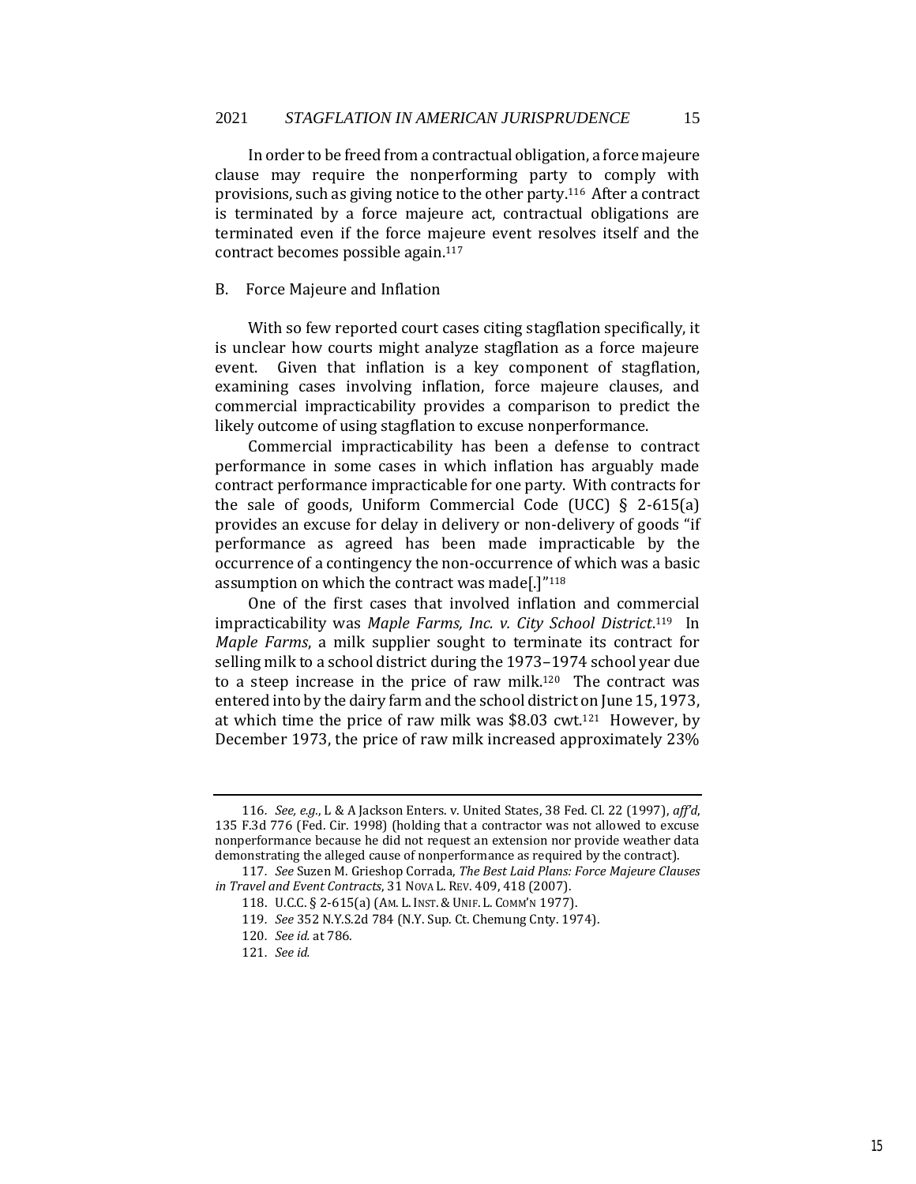In order to be freed from a contractual obligation, a force majeure clause may require the nonperforming party to comply with provisions, such as giving notice to the other party.[116] After a contract is terminated by a force majeure act, contractual obligations are terminated even if the force majeure event resolves itself and the contract becomes possible again.[117]

### B. Force Majeure and Inflation

With so few reported court cases citing stagflation specifically, it is unclear how courts might analyze stagflation as a force majeure event. Given that inflation is a key component of stagflation, examining cases involving inflation, force majeure clauses, and commercial impracticability provides a comparison to predict the likely outcome of using stagflation to excuse nonperformance.

Commercial impracticability has been a defense to contract performance in some cases in which inflation has arguably made contract performance impracticable for one party. With contracts for the sale of goods, Uniform Commercial Code (UCC) § 2-615(a) provides an excuse for delay in delivery or non-delivery of goods "if performance as agreed has been made impracticable by the occurrence of a contingency the non-occurrence of which was a basic assumption on which the contract was made[.]"[118]

One of the first cases that involved inflation and commercial impracticability was *Maple Farms, Inc. v. City School District*.[119] In *Maple Farms*, a milk supplier sought to terminate its contract for selling milk to a school district during the 1973–1974 school year due to a steep increase in the price of raw milk.[120] The contract was entered into by the dairy farm and the school district on June 15, 1973, at which time the price of raw milk was $8.03 cwt.[121] However, by December 1973, the price of raw milk increased approximately 23%

---

116. *See, e.g.*, L & A Jackson Enters. v. United States, 38 Fed. Cl. 22 (1997), *aff'd*, 135 F.3d 776 (Fed. Cir. 1998) (holding that a contractor was not allowed to excuse nonperformance because he did not request an extension nor provide weather data demonstrating the alleged cause of nonperformance as required by the contract).

117. *See* Suzen M. Grieshop Corrada, *The Best Laid Plans: Force Majeure Clauses in Travel and Event Contracts*, 31 NOVA L. REV. 409, 418 (2007).

118. U.C.C. § 2-615(a) (AM. L. INST. & UNIF. L. COMM'N 1977).

119. *See* 352 N.Y.S.2d 784 (N.Y. Sup. Ct. Chemung Cnty. 1974).

120. *See id.* at 786.

121. *See id.*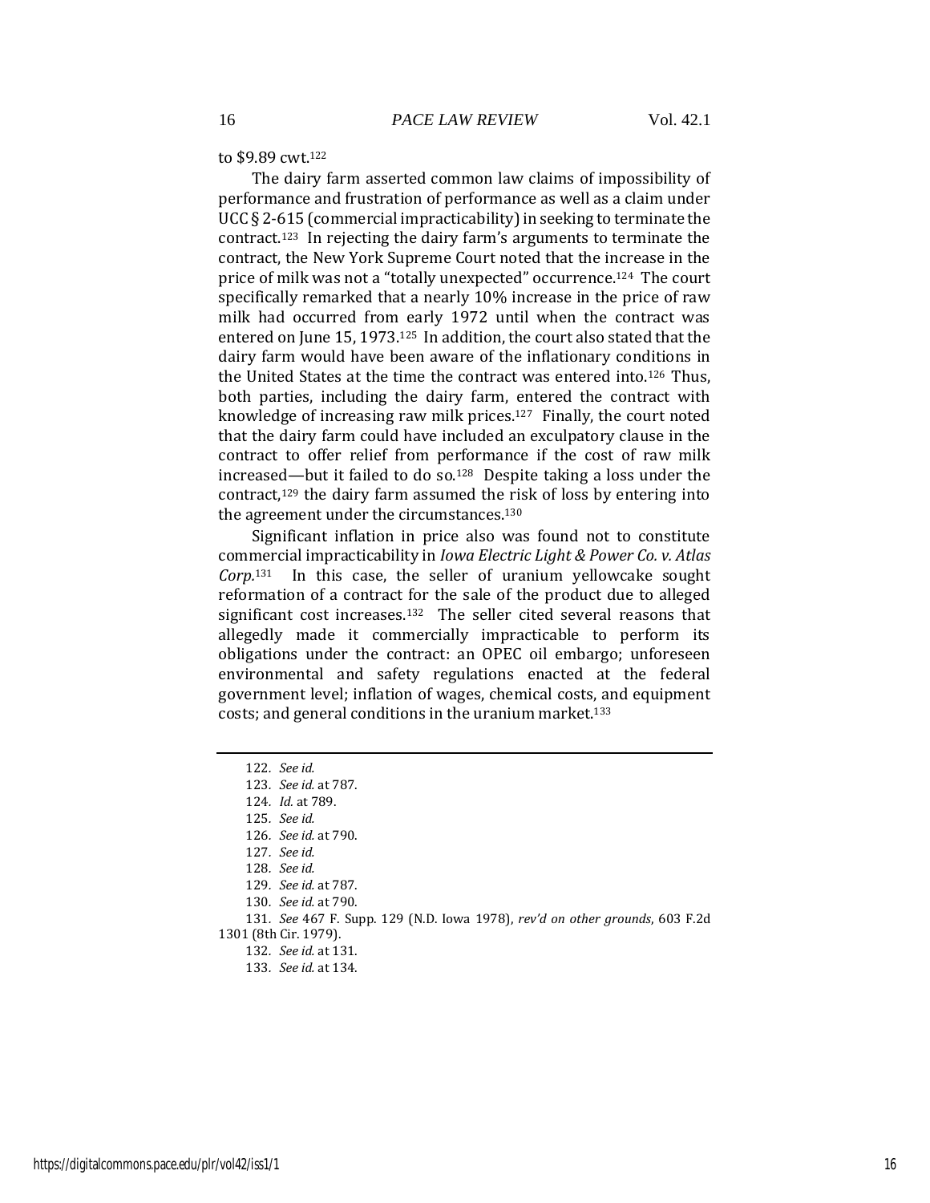to $9.89 cwt.[122]

The dairy farm asserted common law claims of impossibility of performance and frustration of performance as well as a claim under UCC § 2-615 (commercial impracticability) in seeking to terminate the contract.[123] In rejecting the dairy farm's arguments to terminate the contract, the New York Supreme Court noted that the increase in the price of milk was not a "totally unexpected" occurrence.[124] The court specifically remarked that a nearly 10% increase in the price of raw milk had occurred from early 1972 until when the contract was entered on June 15, 1973.[125] In addition, the court also stated that the dairy farm would have been aware of the inflationary conditions in the United States at the time the contract was entered into.[126] Thus, both parties, including the dairy farm, entered the contract with knowledge of increasing raw milk prices.[127] Finally, the court noted that the dairy farm could have included an exculpatory clause in the contract to offer relief from performance if the cost of raw milk increased—but it failed to do so.[128] Despite taking a loss under the contract,[129] the dairy farm assumed the risk of loss by entering into the agreement under the circumstances.[130]

Significant inflation in price also was found not to constitute commercial impracticability in *Iowa Electric Light & Power Co. v. Atlas Corp.*[131] In this case, the seller of uranium yellowcake sought reformation of a contract for the sale of the product due to alleged significant cost increases.[132] The seller cited several reasons that allegedly made it commercially impracticable to perform its obligations under the contract: an OPEC oil embargo; unforeseen environmental and safety regulations enacted at the federal government level; inflation of wages, chemical costs, and equipment costs; and general conditions in the uranium market.[133]

---

122. *See id.*
123. *See id.* at 787.
124. *Id.* at 789.
125. *See id.*
126. *See id.* at 790.
127. *See id.*
128. *See id.*
129. *See id.* at 787.
130. *See id.* at 790.
131. *See* 467 F. Supp. 129 (N.D. Iowa 1978), *rev'd on other grounds*, 603 F.2d 1301 (8th Cir. 1979).
132. *See id.* at 131.
133. *See id.* at 134.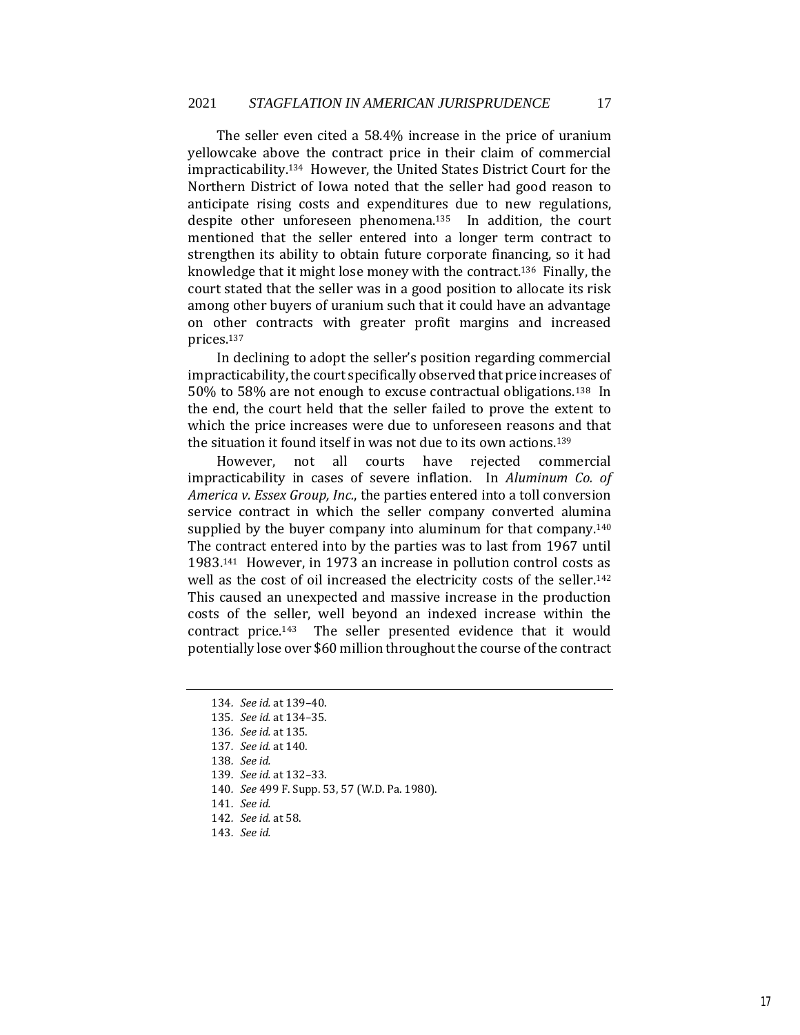The seller even cited a 58.4% increase in the price of uranium yellowcake above the contract price in their claim of commercial impracticability.[134] However, the United States District Court for the Northern District of Iowa noted that the seller had good reason to anticipate rising costs and expenditures due to new regulations, despite other unforeseen phenomena.[135] In addition, the court mentioned that the seller entered into a longer term contract to strengthen its ability to obtain future corporate financing, so it had knowledge that it might lose money with the contract.[136] Finally, the court stated that the seller was in a good position to allocate its risk among other buyers of uranium such that it could have an advantage on other contracts with greater profit margins and increased prices.[137]

In declining to adopt the seller's position regarding commercial impracticability, the court specifically observed that price increases of 50% to 58% are not enough to excuse contractual obligations.[138] In the end, the court held that the seller failed to prove the extent to which the price increases were due to unforeseen reasons and that the situation it found itself in was not due to its own actions.[139]

However, not all courts have rejected commercial impracticability in cases of severe inflation. In *Aluminum Co. of America v. Essex Group, Inc.*, the parties entered into a toll conversion service contract in which the seller company converted alumina supplied by the buyer company into aluminum for that company.[140] The contract entered into by the parties was to last from 1967 until 1983.[141] However, in 1973 an increase in pollution control costs as well as the cost of oil increased the electricity costs of the seller.[142] This caused an unexpected and massive increase in the production costs of the seller, well beyond an indexed increase within the contract price.[143] The seller presented evidence that it would potentially lose over $60 million throughout the course of the contract

---

134. *See id.* at 139–40.
135. *See id.* at 134–35.
136. *See id.* at 135.
137. *See id.* at 140.
138. *See id.*
139. *See id.* at 132–33.
140. *See* 499 F. Supp. 53, 57 (W.D. Pa. 1980).
141. *See id.*
142. *See id.* at 58.
143. *See id.*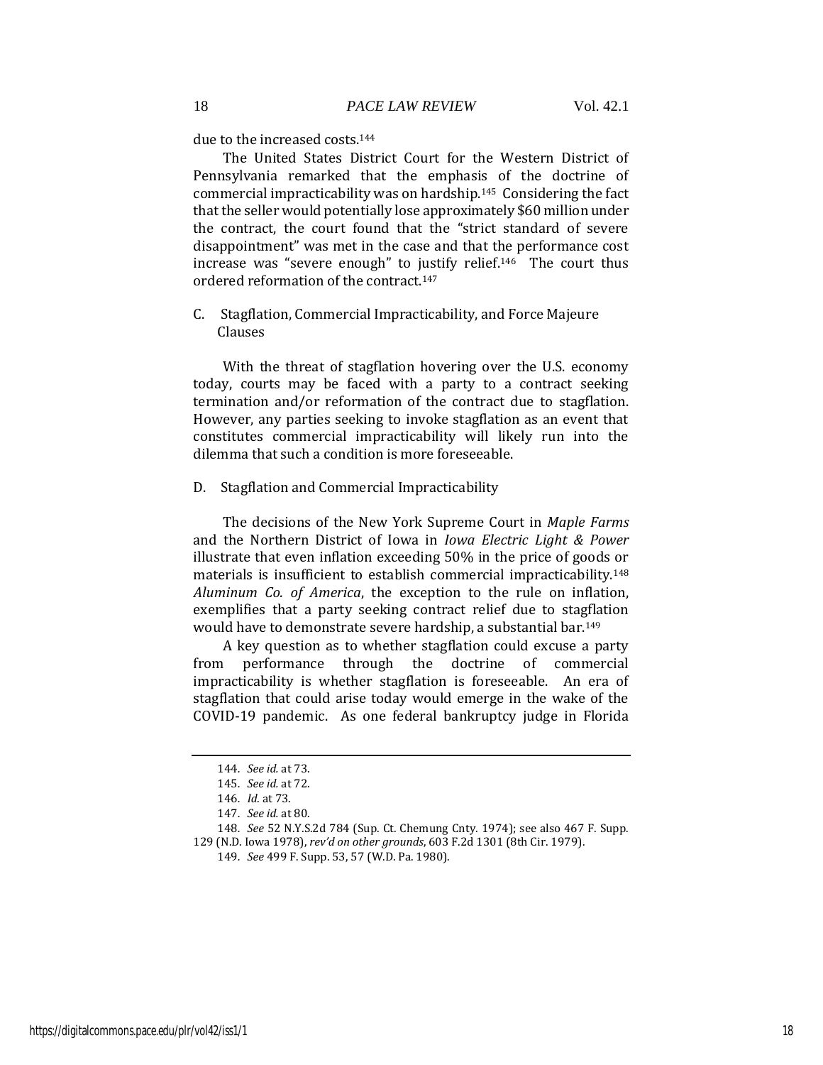due to the increased costs.[144]

The United States District Court for the Western District of Pennsylvania remarked that the emphasis of the doctrine of commercial impracticability was on hardship.[145] Considering the fact that the seller would potentially lose approximately $60 million under the contract, the court found that the "strict standard of severe disappointment" was met in the case and that the performance cost increase was "severe enough" to justify relief.[146] The court thus ordered reformation of the contract.[147]

C. Stagflation, Commercial Impracticability, and Force Majeure Clauses

With the threat of stagflation hovering over the U.S. economy today, courts may be faced with a party to a contract seeking termination and/or reformation of the contract due to stagflation. However, any parties seeking to invoke stagflation as an event that constitutes commercial impracticability will likely run into the dilemma that such a condition is more foreseeable.

D. Stagflation and Commercial Impracticability

The decisions of the New York Supreme Court in *Maple Farms* and the Northern District of Iowa in *Iowa Electric Light & Power* illustrate that even inflation exceeding 50% in the price of goods or materials is insufficient to establish commercial impracticability.[148] *Aluminum Co. of America*, the exception to the rule on inflation, exemplifies that a party seeking contract relief due to stagflation would have to demonstrate severe hardship, a substantial bar.[149]

A key question as to whether stagflation could excuse a party from performance through the doctrine of commercial impracticability is whether stagflation is foreseeable. An era of stagflation that could arise today would emerge in the wake of the COVID-19 pandemic. As one federal bankruptcy judge in Florida

144. *See id.* at 73.

145. *See id.* at 72.

146. *Id.* at 73.

147. *See id.* at 80.

148. *See* 52 N.Y.S.2d 784 (Sup. Ct. Chemung Cnty. 1974); see also 467 F. Supp. 129 (N.D. Iowa 1978), *rev'd on other grounds*, 603 F.2d 1301 (8th Cir. 1979).

149. *See* 499 F. Supp. 53, 57 (W.D. Pa. 1980).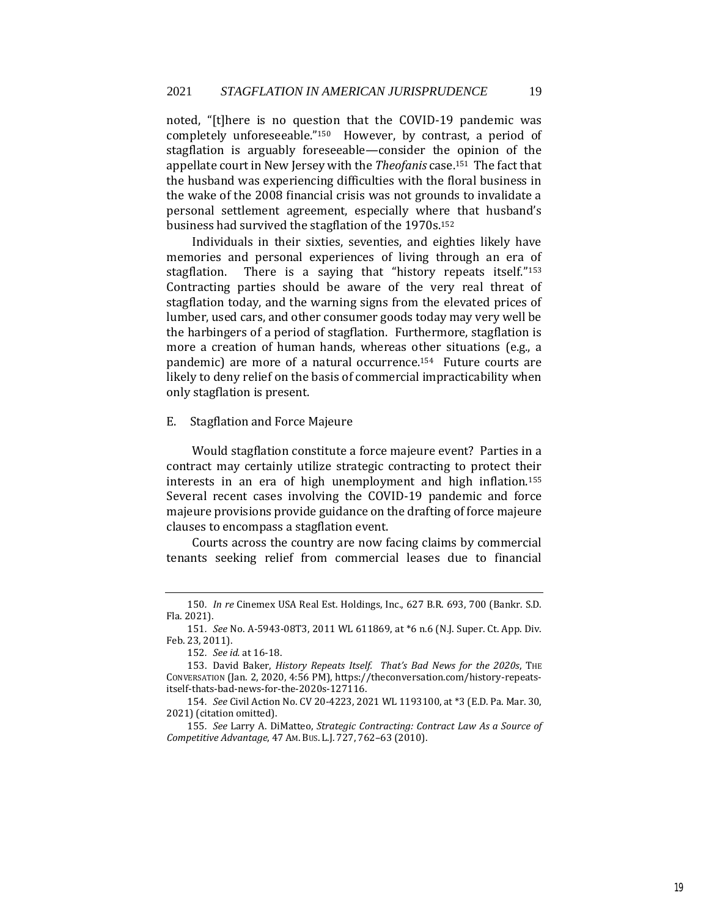noted, "[t]here is no question that the COVID-19 pandemic was completely unforeseeable."[150] However, by contrast, a period of stagflation is arguably foreseeable—consider the opinion of the appellate court in New Jersey with the *Theofanis* case.[151] The fact that the husband was experiencing difficulties with the floral business in the wake of the 2008 financial crisis was not grounds to invalidate a personal settlement agreement, especially where that husband's business had survived the stagflation of the 1970s.[152]

Individuals in their sixties, seventies, and eighties likely have memories and personal experiences of living through an era of stagflation. There is a saying that "history repeats itself."[153] Contracting parties should be aware of the very real threat of stagflation today, and the warning signs from the elevated prices of lumber, used cars, and other consumer goods today may very well be the harbingers of a period of stagflation. Furthermore, stagflation is more a creation of human hands, whereas other situations (e.g., a pandemic) are more of a natural occurrence.[154] Future courts are likely to deny relief on the basis of commercial impracticability when only stagflation is present.

### E. Stagflation and Force Majeure

Would stagflation constitute a force majeure event? Parties in a contract may certainly utilize strategic contracting to protect their interests in an era of high unemployment and high inflation.[155] Several recent cases involving the COVID-19 pandemic and force majeure provisions provide guidance on the drafting of force majeure clauses to encompass a stagflation event.

Courts across the country are now facing claims by commercial tenants seeking relief from commercial leases due to financial

---

150. *In re* Cinemex USA Real Est. Holdings, Inc., 627 B.R. 693, 700 (Bankr. S.D. Fla. 2021).

151. *See* No. A-5943-08T3, 2011 WL 611869, at *6 n.6 (N.J. Super. Ct. App. Div. Feb. 23, 2011).

152. *See id.* at 16-18.

153. David Baker, *History Repeats Itself. That's Bad News for the 2020s*, THE CONVERSATION (Jan. 2, 2020, 4:56 PM), https://theconversation.com/history-repeats-itself-thats-bad-news-for-the-2020s-127116.

154. *See* Civil Action No. CV 20-4223, 2021 WL 1193100, at *3 (E.D. Pa. Mar. 30, 2021) (citation omitted).

155. *See* Larry A. DiMatteo, *Strategic Contracting: Contract Law As a Source of Competitive Advantage*, 47 AM. BUS. L.J. 727, 762–63 (2010).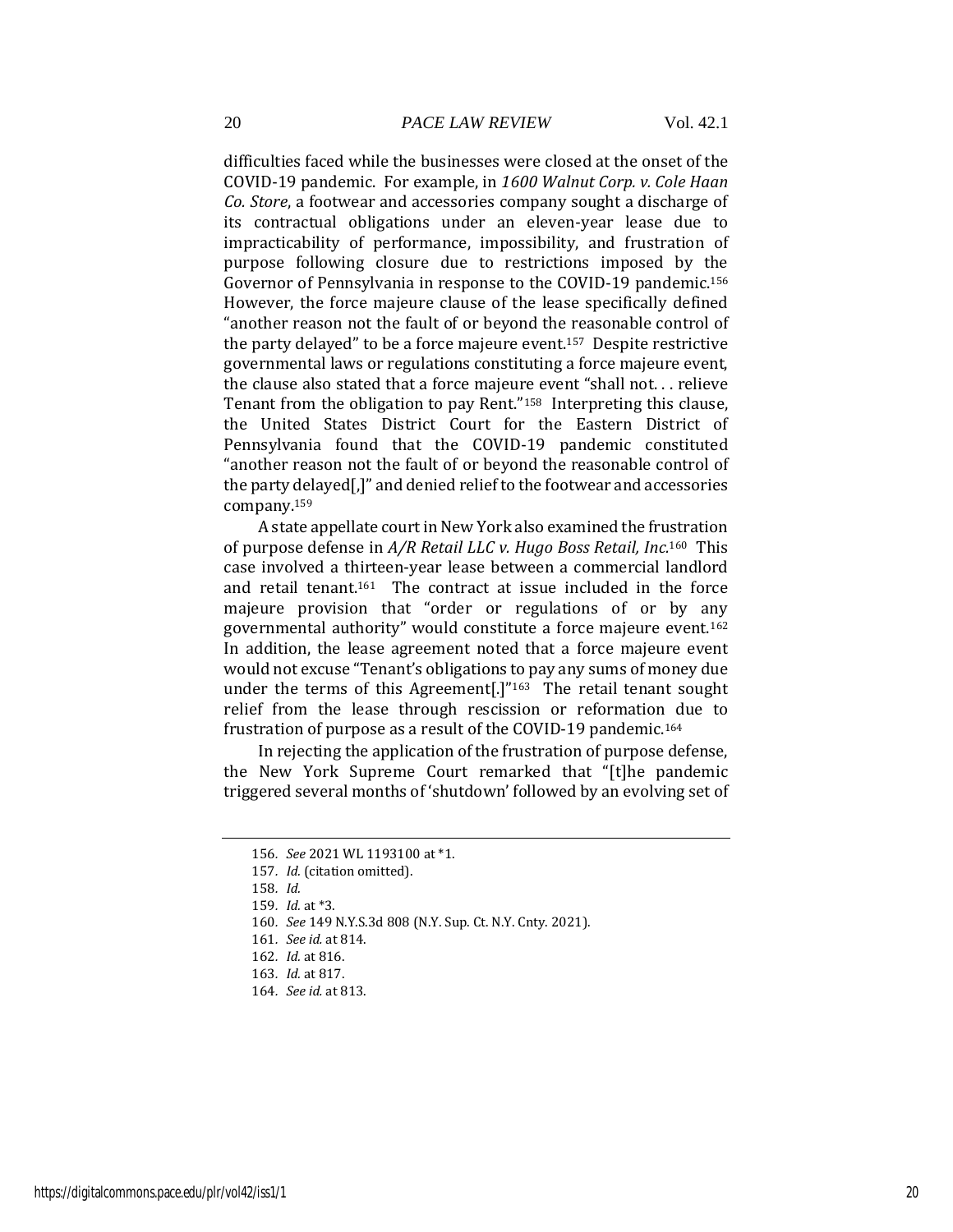difficulties faced while the businesses were closed at the onset of the COVID-19 pandemic. For example, in *1600 Walnut Corp. v. Cole Haan Co. Store*, a footwear and accessories company sought a discharge of its contractual obligations under an eleven-year lease due to impracticability of performance, impossibility, and frustration of purpose following closure due to restrictions imposed by the Governor of Pennsylvania in response to the COVID-19 pandemic.[156] However, the force majeure clause of the lease specifically defined "another reason not the fault of or beyond the reasonable control of the party delayed" to be a force majeure event.[157] Despite restrictive governmental laws or regulations constituting a force majeure event, the clause also stated that a force majeure event "shall not. . . relieve Tenant from the obligation to pay Rent."[158] Interpreting this clause, the United States District Court for the Eastern District of Pennsylvania found that the COVID-19 pandemic constituted "another reason not the fault of or beyond the reasonable control of the party delayed[,]" and denied relief to the footwear and accessories company.[159]

A state appellate court in New York also examined the frustration of purpose defense in *A/R Retail LLC v. Hugo Boss Retail, Inc.*[160] This case involved a thirteen-year lease between a commercial landlord and retail tenant.[161] The contract at issue included in the force majeure provision that "order or regulations of or by any governmental authority" would constitute a force majeure event.[162] In addition, the lease agreement noted that a force majeure event would not excuse "Tenant's obligations to pay any sums of money due under the terms of this Agreement[.]"[163] The retail tenant sought relief from the lease through rescission or reformation due to frustration of purpose as a result of the COVID-19 pandemic.[164]

In rejecting the application of the frustration of purpose defense, the New York Supreme Court remarked that "[t]he pandemic triggered several months of 'shutdown' followed by an evolving set of

---

156. *See* 2021 WL 1193100 at *1.

157. *Id.* (citation omitted).

158. *Id.*

159. *Id.* at *3.

160. *See* 149 N.Y.S.3d 808 (N.Y. Sup. Ct. N.Y. Cnty. 2021).

161. *See id.* at 814.

162. *Id.* at 816.

163. *Id.* at 817.

164. *See id.* at 813.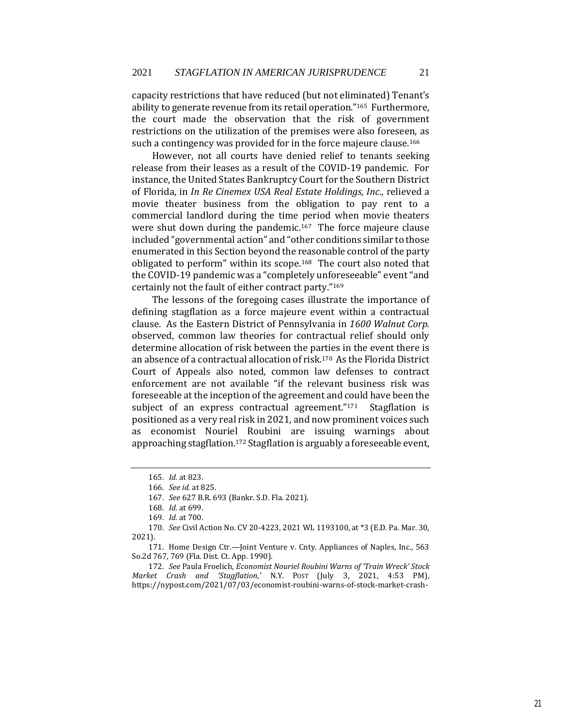capacity restrictions that have reduced (but not eliminated) Tenant's ability to generate revenue from its retail operation."[165] Furthermore, the court made the observation that the risk of government restrictions on the utilization of the premises were also foreseen, as such a contingency was provided for in the force majeure clause.[166]

However, not all courts have denied relief to tenants seeking release from their leases as a result of the COVID-19 pandemic. For instance, the United States Bankruptcy Court for the Southern District of Florida, in *In Re Cinemex USA Real Estate Holdings, Inc.*, relieved a movie theater business from the obligation to pay rent to a commercial landlord during the time period when movie theaters were shut down during the pandemic.[167] The force majeure clause included "governmental action" and "other conditions similar to those enumerated in this Section beyond the reasonable control of the party obligated to perform" within its scope.[168] The court also noted that the COVID-19 pandemic was a "completely unforeseeable" event "and certainly not the fault of either contract party."[169]

The lessons of the foregoing cases illustrate the importance of defining stagflation as a force majeure event within a contractual clause. As the Eastern District of Pennsylvania in *1600 Walnut Corp.* observed, common law theories for contractual relief should only determine allocation of risk between the parties in the event there is an absence of a contractual allocation of risk.[170] As the Florida District Court of Appeals also noted, common law defenses to contract enforcement are not available "if the relevant business risk was foreseeable at the inception of the agreement and could have been the subject of an express contractual agreement."[171] Stagflation is positioned as a very real risk in 2021, and now prominent voices such as economist Nouriel Roubini are issuing warnings about approaching stagflation.[172] Stagflation is arguably a foreseeable event,

---

165. *Id.* at 823.

166. *See id.* at 825.

167. *See* 627 B.R. 693 (Bankr. S.D. Fla. 2021).

168. *Id.* at 699.

169. *Id.* at 700.

170. *See* Civil Action No. CV 20-4223, 2021 WL 1193100, at *3 (E.D. Pa. Mar. 30, 2021).

171. Home Design Ctr.—Joint Venture v. Cnty. Appliances of Naples, Inc., 563 So.2d 767, 769 (Fla. Dist. Ct. App. 1990).

172. *See* Paula Froelich, *Economist Nouriel Roubini Warns of 'Train Wreck' Stock Market Crash and 'Stagflation*,*'* N.Y. POST (July 3, 2021, 4:53 PM), https://nypost.com/2021/07/03/economist-roubini-warns-of-stock-market-crash-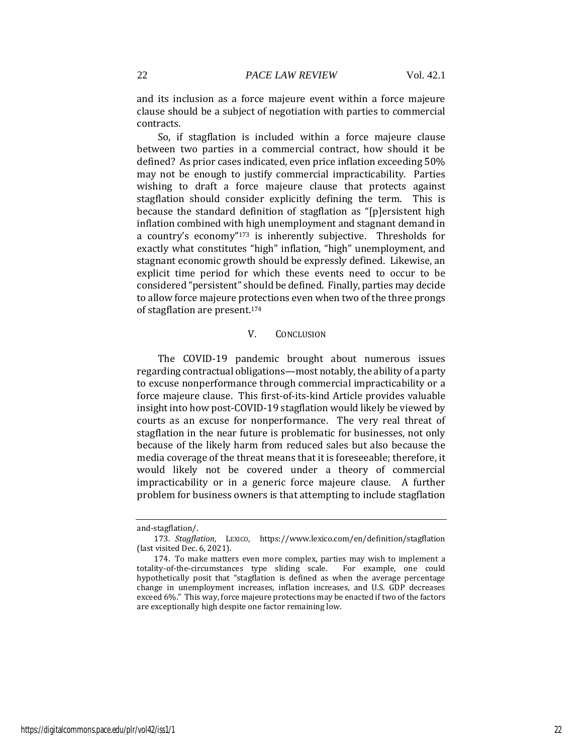and its inclusion as a force majeure event within a force majeure clause should be a subject of negotiation with parties to commercial contracts.

So, if stagflation is included within a force majeure clause between two parties in a commercial contract, how should it be defined? As prior cases indicated, even price inflation exceeding 50% may not be enough to justify commercial impracticability. Parties wishing to draft a force majeure clause that protects against stagflation should consider explicitly defining the term. This is because the standard definition of stagflation as "[p]ersistent high inflation combined with high unemployment and stagnant demand in a country's economy"[173] is inherently subjective. Thresholds for exactly what constitutes "high" inflation, "high" unemployment, and stagnant economic growth should be expressly defined. Likewise, an explicit time period for which these events need to occur to be considered "persistent" should be defined. Finally, parties may decide to allow force majeure protections even when two of the three prongs of stagflation are present.[174]

## V. CONCLUSION

The COVID-19 pandemic brought about numerous issues regarding contractual obligations—most notably, the ability of a party to excuse nonperformance through commercial impracticability or a force majeure clause. This first-of-its-kind Article provides valuable insight into how post-COVID-19 stagflation would likely be viewed by courts as an excuse for nonperformance. The very real threat of stagflation in the near future is problematic for businesses, not only because of the likely harm from reduced sales but also because the media coverage of the threat means that it is foreseeable; therefore, it would likely not be covered under a theory of commercial impracticability or in a generic force majeure clause. A further problem for business owners is that attempting to include stagflation

---

and-stagflation/.

173. *Stagflation*, LEXICO, https://www.lexico.com/en/definition/stagflation (last visited Dec. 6, 2021).

174. To make matters even more complex, parties may wish to implement a totality-of-the-circumstances type sliding scale. For example, one could hypothetically posit that "stagflation is defined as when the average percentage change in unemployment increases, inflation increases, and U.S. GDP decreases exceed 6%." This way, force majeure protections may be enacted if two of the factors are exceptionally high despite one factor remaining low.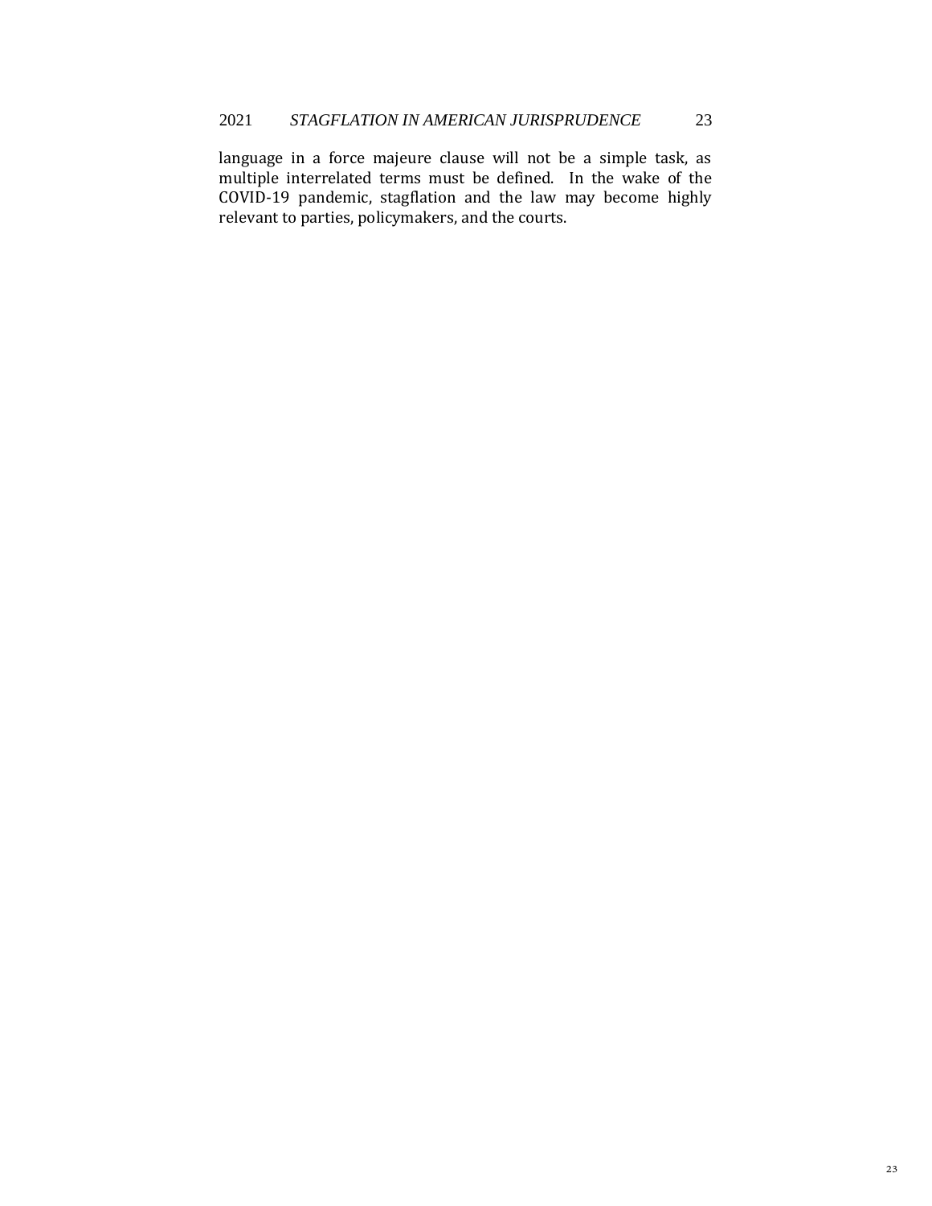language in a force majeure clause will not be a simple task, as multiple interrelated terms must be defined. In the wake of the COVID-19 pandemic, stagflation and the law may become highly relevant to parties, policymakers, and the courts.